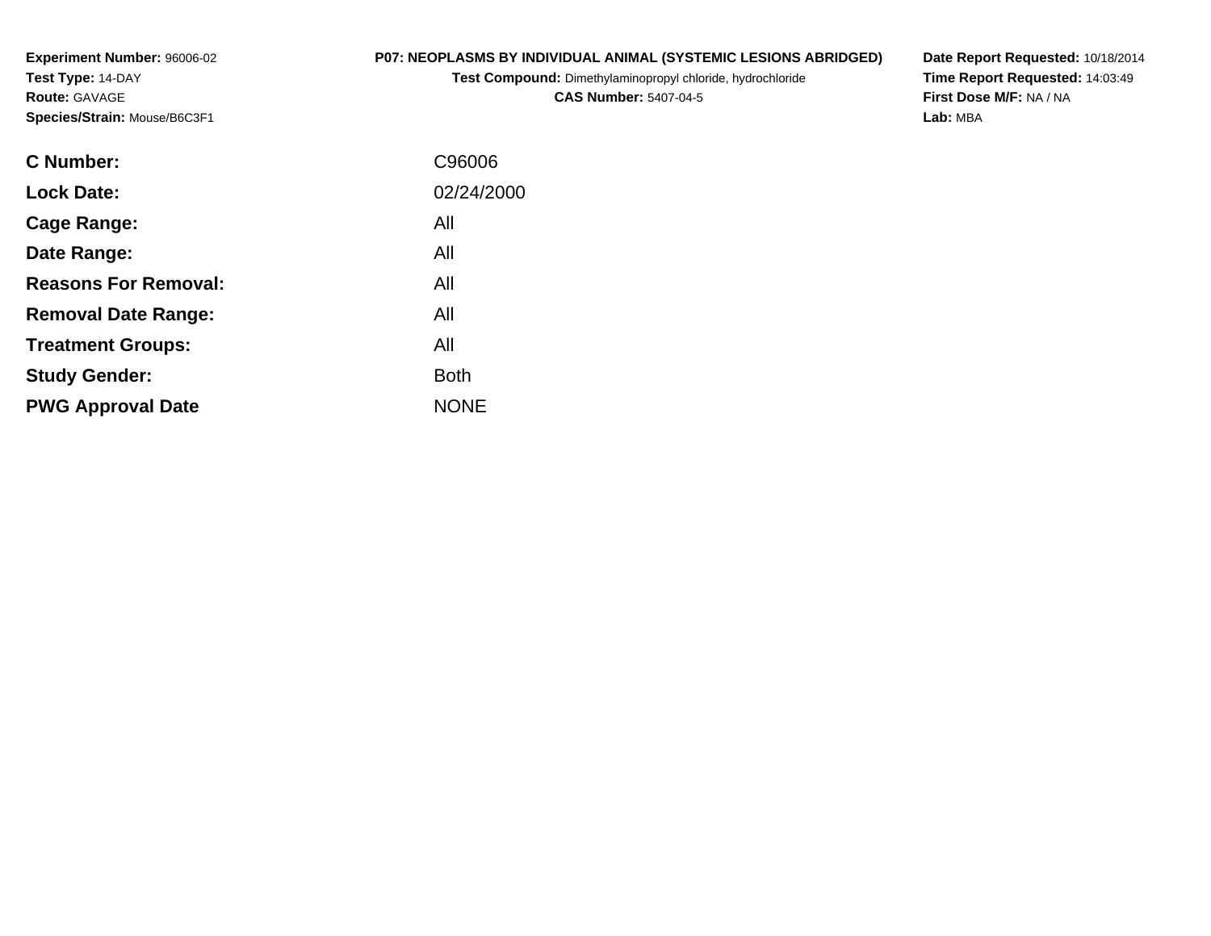**Experiment Number:** 96006-02
**Test Type:** 14-DAY
**Route:** GAVAGE
**Species/Strain:** Mouse/B6C3F1

**P07: NEOPLASMS BY INDIVIDUAL ANIMAL (SYSTEMIC LESIONS ABRIDGED)**
**Test Compound:** Dimethylaminopropyl chloride, hydrochloride
**CAS Number:** 5407-04-5

**Date Report Requested:** 10/18/2014
**Time Report Requested:** 14:03:49
**First Dose M/F:** NA / NA
**Lab:** MBA

| | |
|---|---|
| **C Number:** | C96006 |
| **Lock Date:** | 02/24/2000 |
| **Cage Range:** | All |
| **Date Range:** | All |
| **Reasons For Removal:** | All |
| **Removal Date Range:** | All |
| **Treatment Groups:** | All |
| **Study Gender:** | Both |
| **PWG Approval Date** | NONE |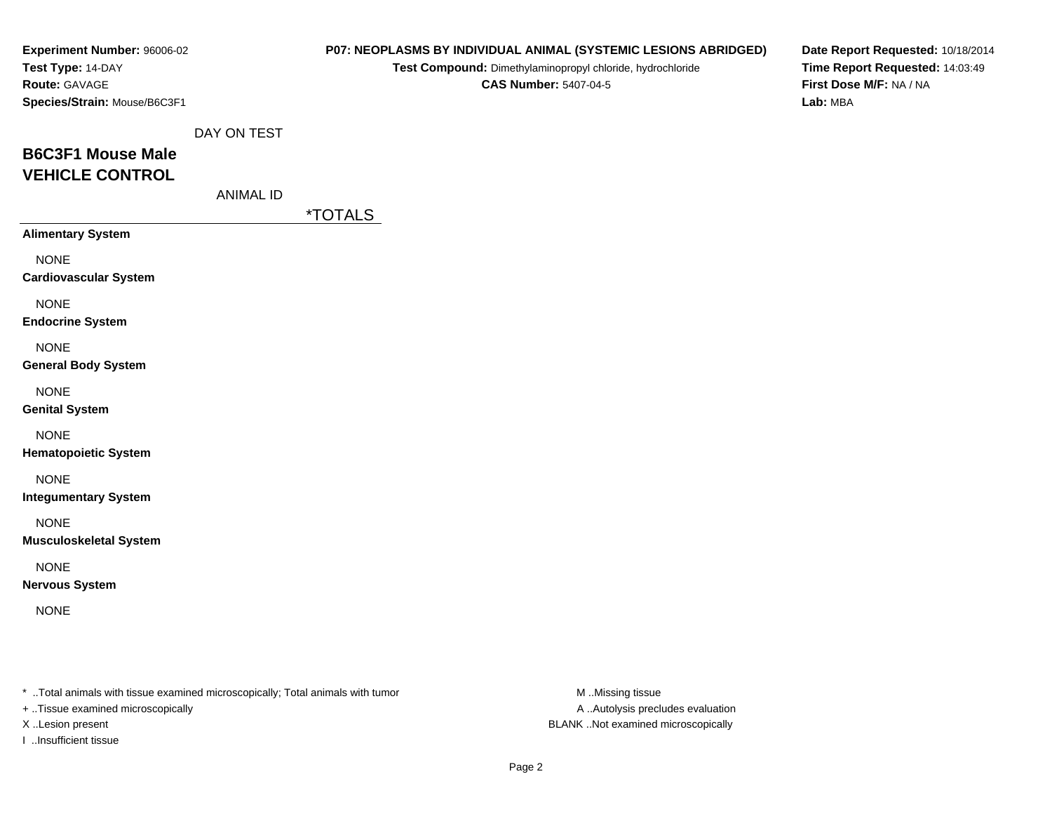**Experiment Number:** 96006-02
**Test Type:** 14-DAY
**Route:** GAVAGE
**Species/Strain:** Mouse/B6C3F1

**P07: NEOPLASMS BY INDIVIDUAL ANIMAL (SYSTEMIC LESIONS ABRIDGED)**
**Test Compound:** Dimethylaminopropyl chloride, hydrochloride
**CAS Number:** 5407-04-5

**Date Report Requested:** 10/18/2014
**Time Report Requested:** 14:03:49
**First Dose M/F:** NA / NA
**Lab:** MBA

DAY ON TEST

## B6C3F1 Mouse Male
## VEHICLE CONTROL

ANIMAL ID

| | *TOTALS |
|---|---|
| **Alimentary System** | |
| NONE | |
| **Cardiovascular System** | |
| NONE | |
| **Endocrine System** | |
| NONE | |
| **General Body System** | |
| NONE | |
| **Genital System** | |
| NONE | |
| **Hematopoietic System** | |
| NONE | |
| **Integumentary System** | |
| NONE | |
| **Musculoskeletal System** | |
| NONE | |
| **Nervous System** | |
| NONE | |

* ..Total animals with tissue examined microscopically; Total animals with tumor
+ ..Tissue examined microscopically
X ..Lesion present
I ..Insufficient tissue

M ..Missing tissue
A ..Autolysis precludes evaluation
BLANK ..Not examined microscopically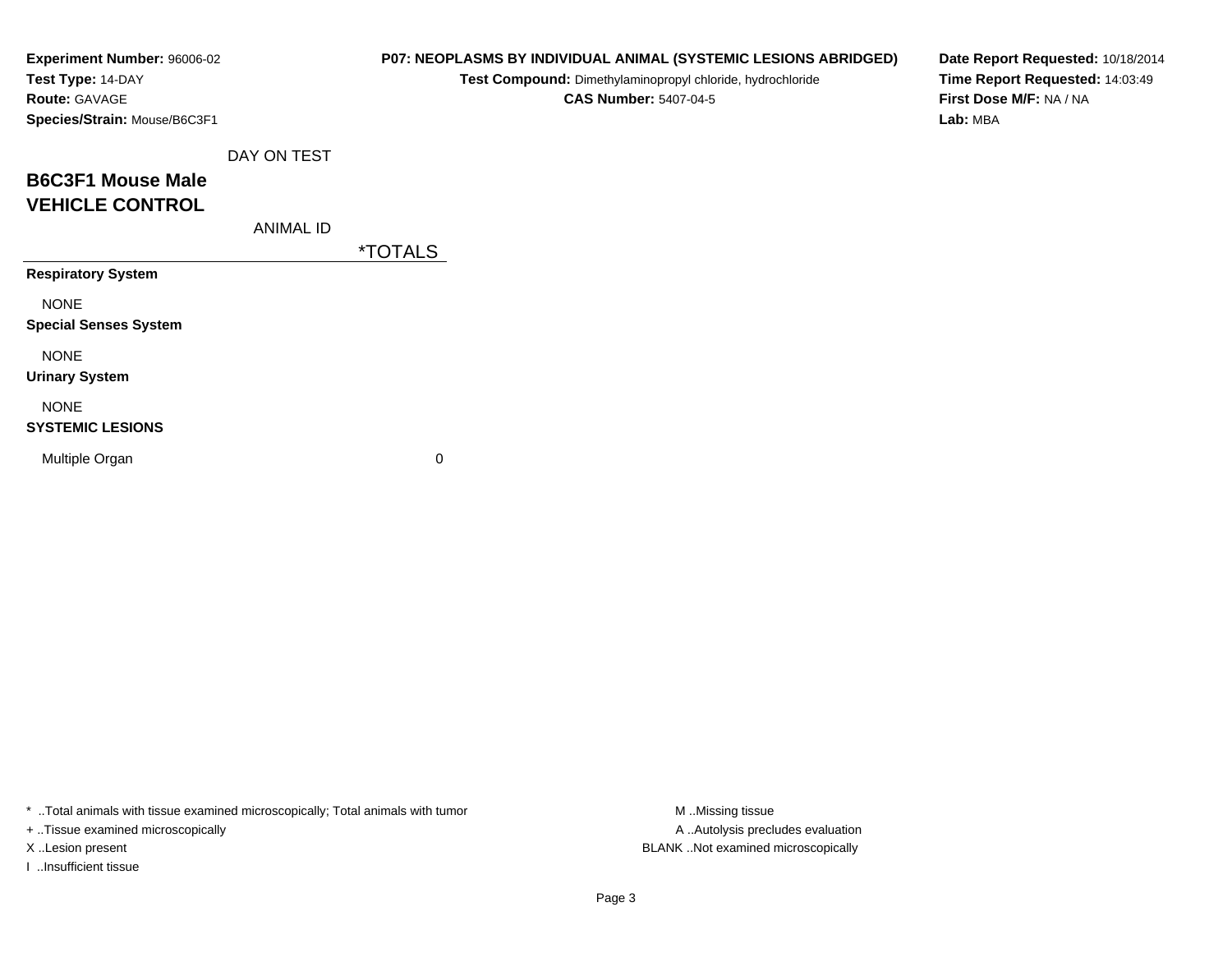**Experiment Number:** 96006-02
**Test Type:** 14-DAY
**Route:** GAVAGE
**Species/Strain:** Mouse/B6C3F1

**P07: NEOPLASMS BY INDIVIDUAL ANIMAL (SYSTEMIC LESIONS ABRIDGED)**
**Test Compound:** Dimethylaminopropyl chloride, hydrochloride
**CAS Number:** 5407-04-5

**Date Report Requested:** 10/18/2014
**Time Report Requested:** 14:03:49
**First Dose M/F:** NA / NA
**Lab:** MBA

## B6C3F1 Mouse Male
## VEHICLE CONTROL

| DAY ON TEST / ANIMAL ID | *TOTALS |
|---|---|
| **Respiratory System** | |
| NONE | |
| **Special Senses System** | |
| NONE | |
| **Urinary System** | |
| NONE | |
| **SYSTEMIC LESIONS** | |
| Multiple Organ | 0 |

* ..Total animals with tissue examined microscopically; Total animals with tumor
+ ..Tissue examined microscopically
X ..Lesion present
I ..Insufficient tissue

M ..Missing tissue
A ..Autolysis precludes evaluation
BLANK ..Not examined microscopically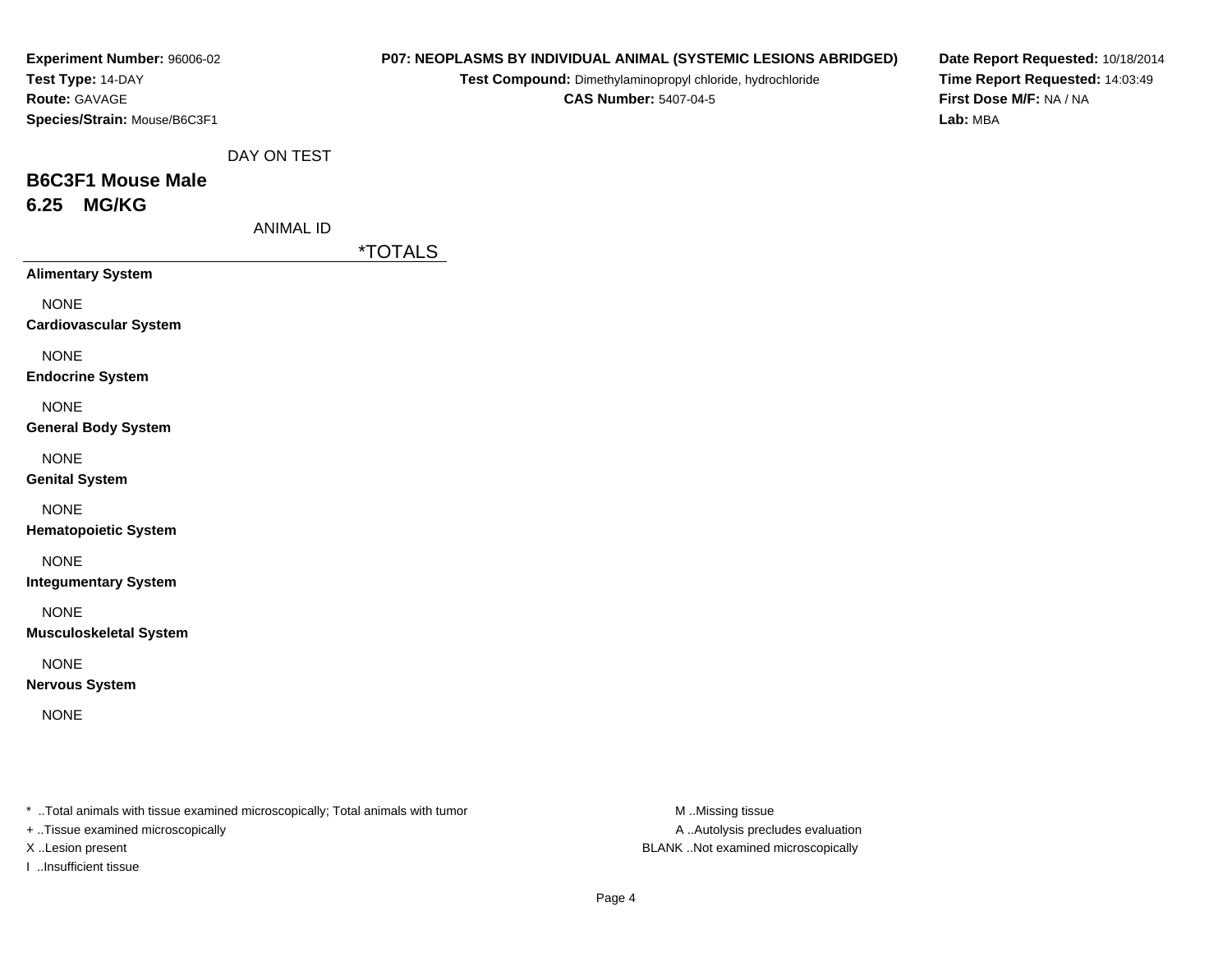**Experiment Number:** 96006-02
**Test Type:** 14-DAY
**Route:** GAVAGE
**Species/Strain:** Mouse/B6C3F1

**P07: NEOPLASMS BY INDIVIDUAL ANIMAL (SYSTEMIC LESIONS ABRIDGED)**
**Test Compound:** Dimethylaminopropyl chloride, hydrochloride
**CAS Number:** 5407-04-5

**Date Report Requested:** 10/18/2014
**Time Report Requested:** 14:03:49
**First Dose M/F:** NA / NA
**Lab:** MBA

DAY ON TEST

## B6C3F1 Mouse Male
## 6.25 MG/KG

ANIMAL ID

| | *TOTALS |
|---|---|
| **Alimentary System** | |
| NONE | |
| **Cardiovascular System** | |
| NONE | |
| **Endocrine System** | |
| NONE | |
| **General Body System** | |
| NONE | |
| **Genital System** | |
| NONE | |
| **Hematopoietic System** | |
| NONE | |
| **Integumentary System** | |
| NONE | |
| **Musculoskeletal System** | |
| NONE | |
| **Nervous System** | |
| NONE | |

* ..Total animals with tissue examined microscopically; Total animals with tumor
+ ..Tissue examined microscopically
X ..Lesion present
I ..Insufficient tissue

M ..Missing tissue
A ..Autolysis precludes evaluation
BLANK ..Not examined microscopically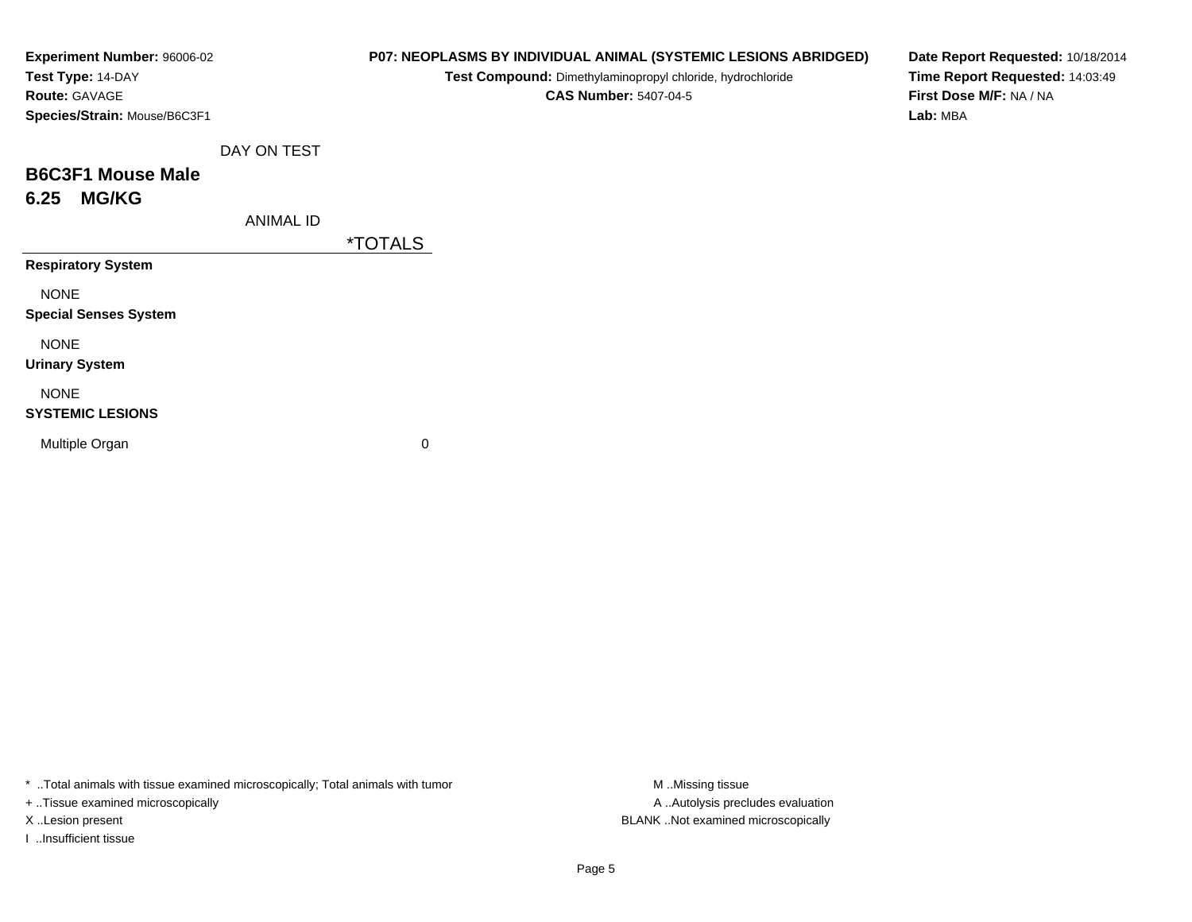**Experiment Number:** 96006-02
**Test Type:** 14-DAY
**Route:** GAVAGE
**Species/Strain:** Mouse/B6C3F1

**P07: NEOPLASMS BY INDIVIDUAL ANIMAL (SYSTEMIC LESIONS ABRIDGED)**
**Test Compound:** Dimethylaminopropyl chloride, hydrochloride
**CAS Number:** 5407-04-5

**Date Report Requested:** 10/18/2014
**Time Report Requested:** 14:03:49
**First Dose M/F:** NA / NA
**Lab:** MBA

DAY ON TEST

## B6C3F1 Mouse Male
## 6.25 MG/KG

| ANIMAL ID | *TOTALS |
|---|---|
| **Respiratory System** | |
| NONE | |
| **Special Senses System** | |
| NONE | |
| **Urinary System** | |
| NONE | |
| **SYSTEMIC LESIONS** | |
| Multiple Organ | 0 |

* ..Total animals with tissue examined microscopically; Total animals with tumor
+ ..Tissue examined microscopically
X ..Lesion present
I ..Insufficient tissue

M ..Missing tissue
A ..Autolysis precludes evaluation
BLANK ..Not examined microscopically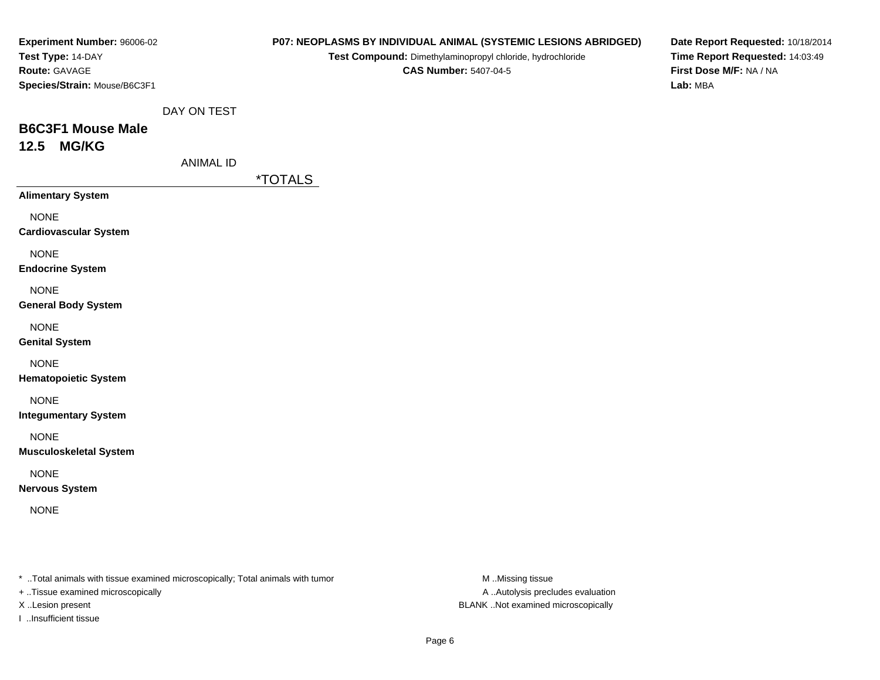**Experiment Number:** 96006-02
**Test Type:** 14-DAY
**Route:** GAVAGE
**Species/Strain:** Mouse/B6C3F1

**P07: NEOPLASMS BY INDIVIDUAL ANIMAL (SYSTEMIC LESIONS ABRIDGED)**
**Test Compound:** Dimethylaminopropyl chloride, hydrochloride
**CAS Number:** 5407-04-5

**Date Report Requested:** 10/18/2014
**Time Report Requested:** 14:03:49
**First Dose M/F:** NA / NA
**Lab:** MBA

DAY ON TEST

## B6C3F1 Mouse Male
## 12.5 MG/KG

ANIMAL ID

| | *TOTALS |
|---|---|
| **Alimentary System** | |
| NONE | |
| **Cardiovascular System** | |
| NONE | |
| **Endocrine System** | |
| NONE | |
| **General Body System** | |
| NONE | |
| **Genital System** | |
| NONE | |
| **Hematopoietic System** | |
| NONE | |
| **Integumentary System** | |
| NONE | |
| **Musculoskeletal System** | |
| NONE | |
| **Nervous System** | |
| NONE | |

* ..Total animals with tissue examined microscopically; Total animals with tumor
+ ..Tissue examined microscopically
X ..Lesion present
I ..Insufficient tissue

M ..Missing tissue
A ..Autolysis precludes evaluation
BLANK ..Not examined microscopically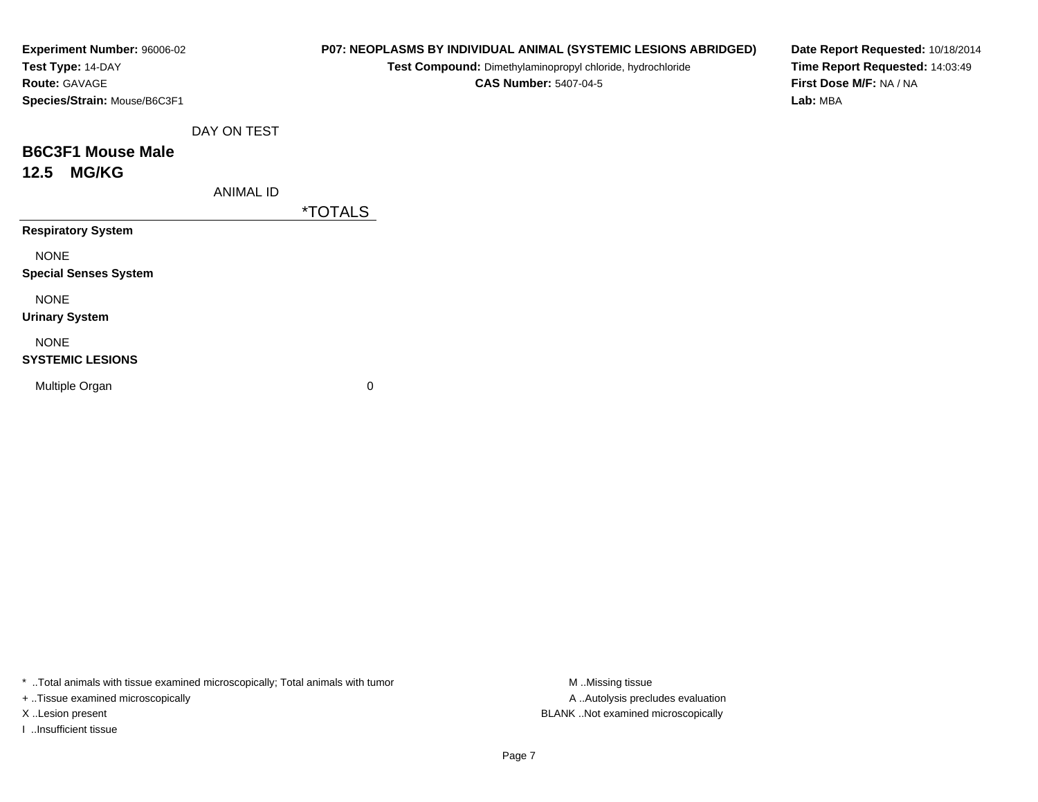**Experiment Number:** 96006-02
**Test Type:** 14-DAY
**Route:** GAVAGE
**Species/Strain:** Mouse/B6C3F1

**P07: NEOPLASMS BY INDIVIDUAL ANIMAL (SYSTEMIC LESIONS ABRIDGED)**
**Test Compound:** Dimethylaminopropyl chloride, hydrochloride
**CAS Number:** 5407-04-5

**Date Report Requested:** 10/18/2014
**Time Report Requested:** 14:03:49
**First Dose M/F:** NA / NA
**Lab:** MBA

DAY ON TEST

## B6C3F1 Mouse Male
## 12.5 MG/KG

| ANIMAL ID | *TOTALS |
|---|---|
| **Respiratory System** | |
| NONE | |
| **Special Senses System** | |
| NONE | |
| **Urinary System** | |
| NONE | |
| **SYSTEMIC LESIONS** | |
| Multiple Organ | 0 |

* ..Total animals with tissue examined microscopically; Total animals with tumor
+ ..Tissue examined microscopically
X ..Lesion present
I ..Insufficient tissue

M ..Missing tissue
A ..Autolysis precludes evaluation
BLANK ..Not examined microscopically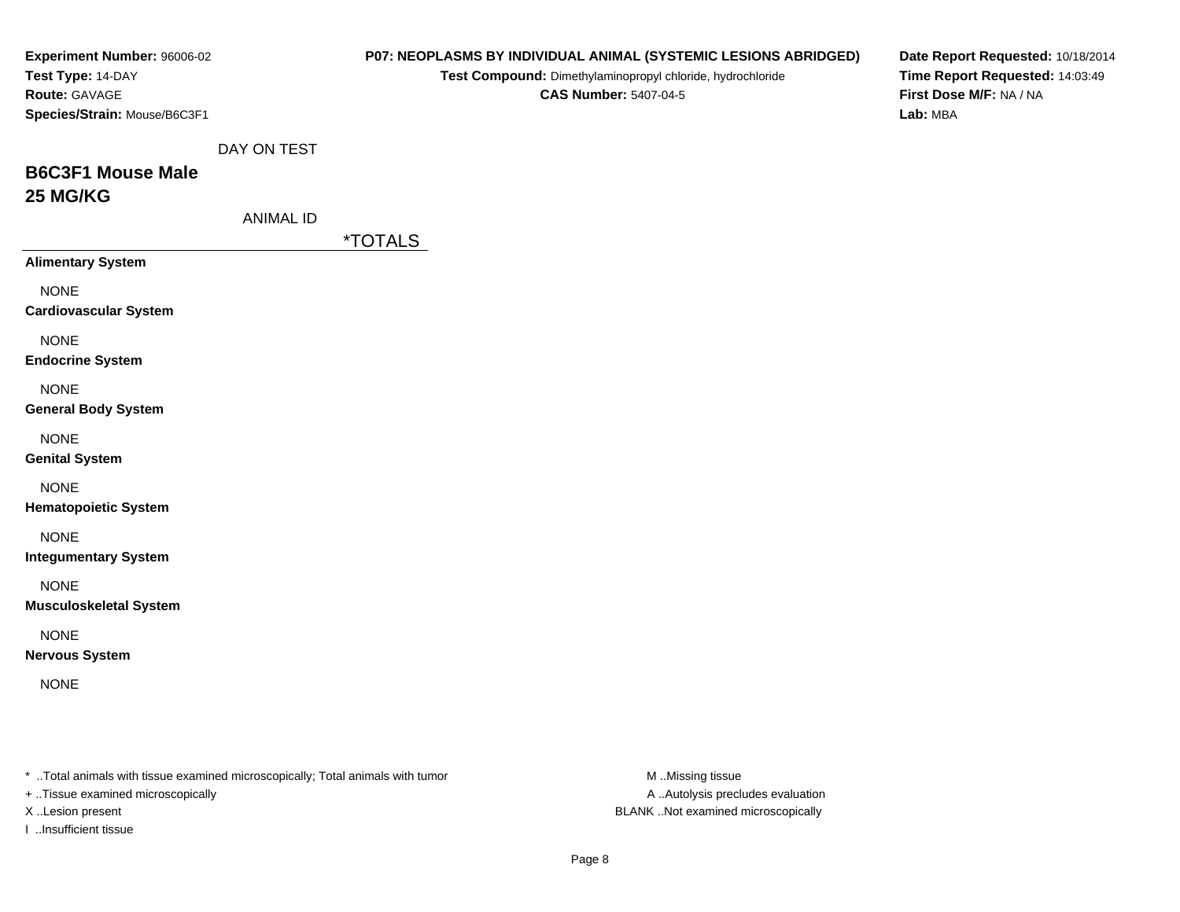**Experiment Number:** 96006-02
**Test Type:** 14-DAY
**Route:** GAVAGE
**Species/Strain:** Mouse/B6C3F1

**P07: NEOPLASMS BY INDIVIDUAL ANIMAL (SYSTEMIC LESIONS ABRIDGED)**
**Test Compound:** Dimethylaminopropyl chloride, hydrochloride
**CAS Number:** 5407-04-5

**Date Report Requested:** 10/18/2014
**Time Report Requested:** 14:03:49
**First Dose M/F:** NA / NA
**Lab:** MBA

DAY ON TEST

## B6C3F1 Mouse Male
## 25 MG/KG

ANIMAL ID

| | *TOTALS |
|---|---|
| **Alimentary System** | |
| NONE | |
| **Cardiovascular System** | |
| NONE | |
| **Endocrine System** | |
| NONE | |
| **General Body System** | |
| NONE | |
| **Genital System** | |
| NONE | |
| **Hematopoietic System** | |
| NONE | |
| **Integumentary System** | |
| NONE | |
| **Musculoskeletal System** | |
| NONE | |
| **Nervous System** | |
| NONE | |

* ..Total animals with tissue examined microscopically; Total animals with tumor
+ ..Tissue examined microscopically
X ..Lesion present
I ..Insufficient tissue

M ..Missing tissue
A ..Autolysis precludes evaluation
BLANK ..Not examined microscopically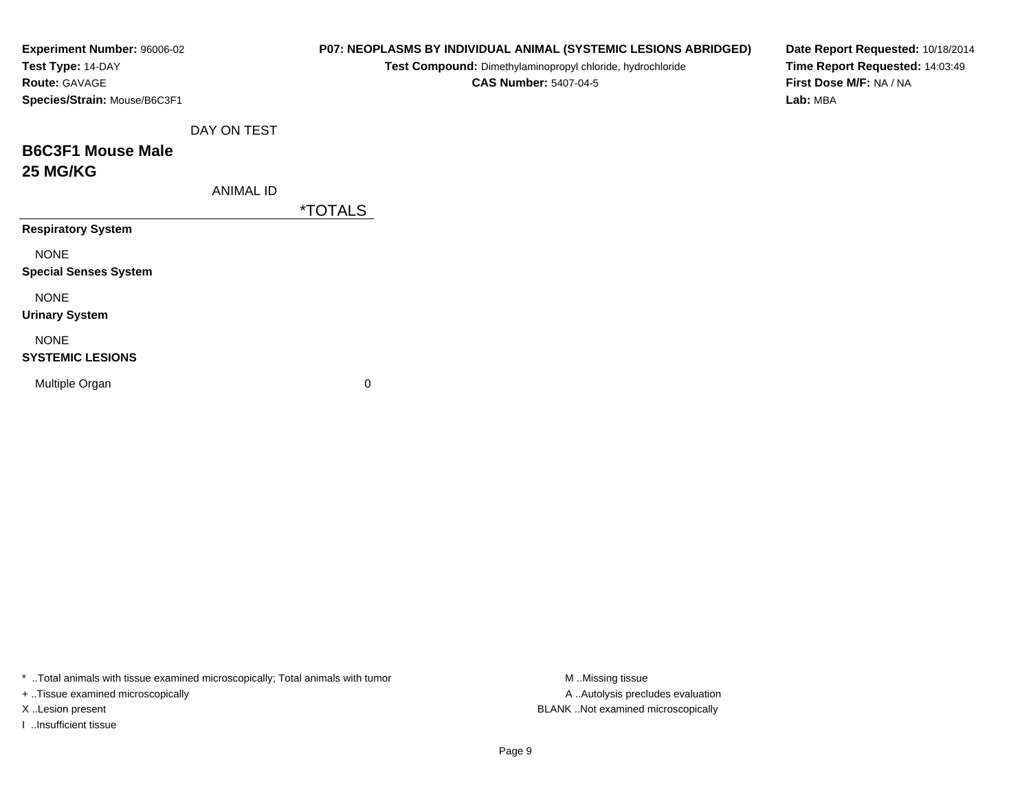**Experiment Number:** 96006-02
**Test Type:** 14-DAY
**Route:** GAVAGE
**Species/Strain:** Mouse/B6C3F1

**P07: NEOPLASMS BY INDIVIDUAL ANIMAL (SYSTEMIC LESIONS ABRIDGED)**
**Test Compound:** Dimethylaminopropyl chloride, hydrochloride
**CAS Number:** 5407-04-5

**Date Report Requested:** 10/18/2014
**Time Report Requested:** 14:03:49
**First Dose M/F:** NA / NA
**Lab:** MBA

DAY ON TEST

## B6C3F1 Mouse Male
## 25 MG/KG

| ANIMAL ID | *TOTALS |
|---|---|
| **Respiratory System** | |
| NONE | |
| **Special Senses System** | |
| NONE | |
| **Urinary System** | |
| NONE | |
| **SYSTEMIC LESIONS** | |
| Multiple Organ | 0 |

* ..Total animals with tissue examined microscopically; Total animals with tumor
+ ..Tissue examined microscopically
X ..Lesion present
I ..Insufficient tissue

M ..Missing tissue
A ..Autolysis precludes evaluation
BLANK ..Not examined microscopically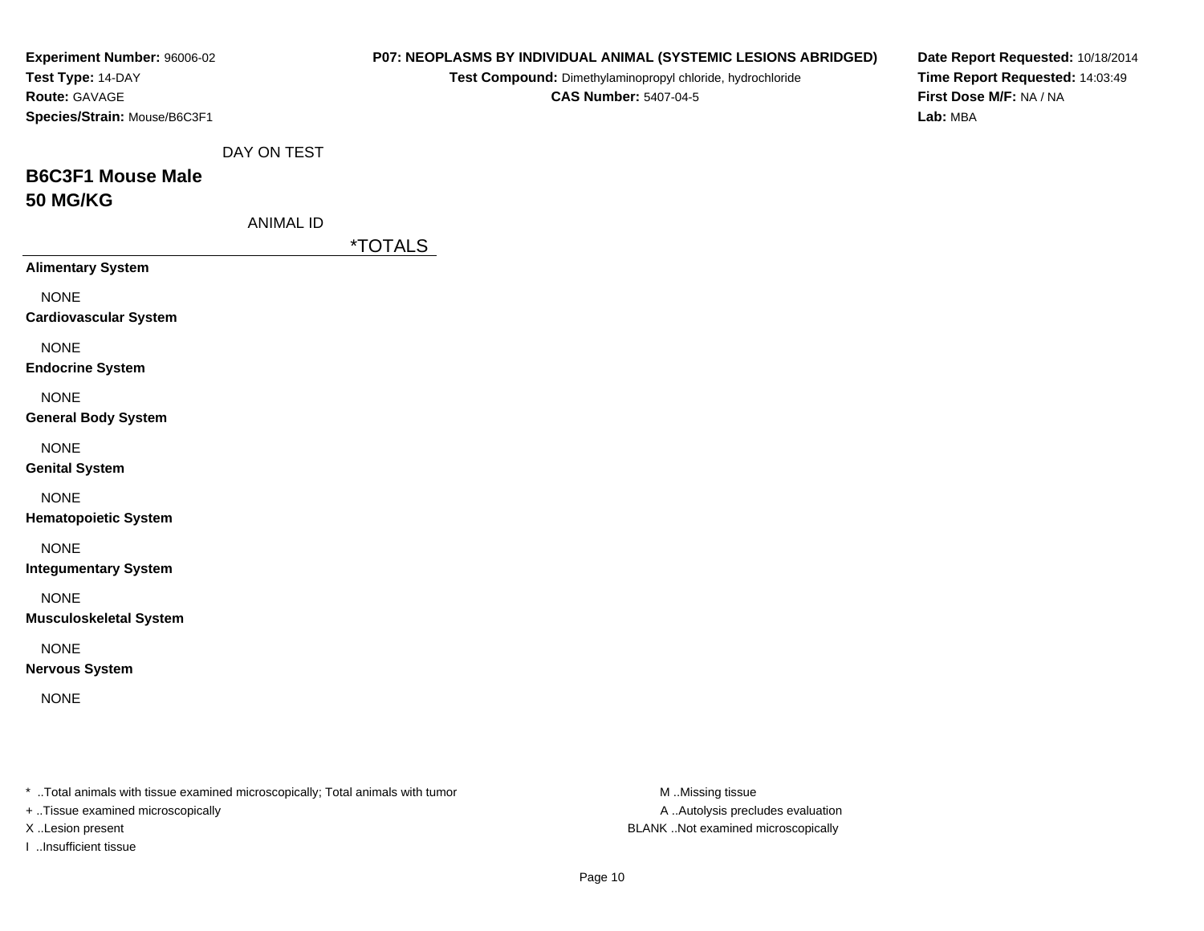**Experiment Number:** 96006-02
**Test Type:** 14-DAY
**Route:** GAVAGE
**Species/Strain:** Mouse/B6C3F1

**P07: NEOPLASMS BY INDIVIDUAL ANIMAL (SYSTEMIC LESIONS ABRIDGED)**
**Test Compound:** Dimethylaminopropyl chloride, hydrochloride
**CAS Number:** 5407-04-5

**Date Report Requested:** 10/18/2014
**Time Report Requested:** 14:03:49
**First Dose M/F:** NA / NA
**Lab:** MBA

DAY ON TEST

## B6C3F1 Mouse Male
## 50 MG/KG

ANIMAL ID

| | *TOTALS |
|---|---|
| **Alimentary System** | |
| NONE | |
| **Cardiovascular System** | |
| NONE | |
| **Endocrine System** | |
| NONE | |
| **General Body System** | |
| NONE | |
| **Genital System** | |
| NONE | |
| **Hematopoietic System** | |
| NONE | |
| **Integumentary System** | |
| NONE | |
| **Musculoskeletal System** | |
| NONE | |
| **Nervous System** | |
| NONE | |

* ..Total animals with tissue examined microscopically; Total animals with tumor
+ ..Tissue examined microscopically
X ..Lesion present
I ..Insufficient tissue

M ..Missing tissue
A ..Autolysis precludes evaluation
BLANK ..Not examined microscopically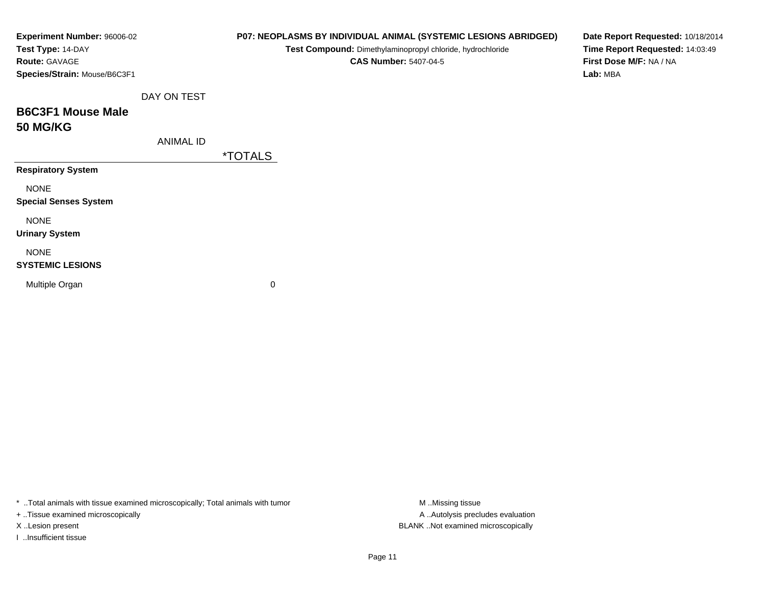**Experiment Number:** 96006-02
**Test Type:** 14-DAY
**Route:** GAVAGE
**Species/Strain:** Mouse/B6C3F1

**P07: NEOPLASMS BY INDIVIDUAL ANIMAL (SYSTEMIC LESIONS ABRIDGED)**
**Test Compound:** Dimethylaminopropyl chloride, hydrochloride
**CAS Number:** 5407-04-5

**Date Report Requested:** 10/18/2014
**Time Report Requested:** 14:03:49
**First Dose M/F:** NA / NA
**Lab:** MBA

DAY ON TEST

## B6C3F1 Mouse Male
## 50 MG/KG

| ANIMAL ID | *TOTALS |
|---|---|
| **Respiratory System** | |
| NONE | |
| **Special Senses System** | |
| NONE | |
| **Urinary System** | |
| NONE | |
| **SYSTEMIC LESIONS** | |
| Multiple Organ | 0 |

* ..Total animals with tissue examined microscopically; Total animals with tumor
+ ..Tissue examined microscopically
X ..Lesion present
I ..Insufficient tissue

M ..Missing tissue
A ..Autolysis precludes evaluation
BLANK ..Not examined microscopically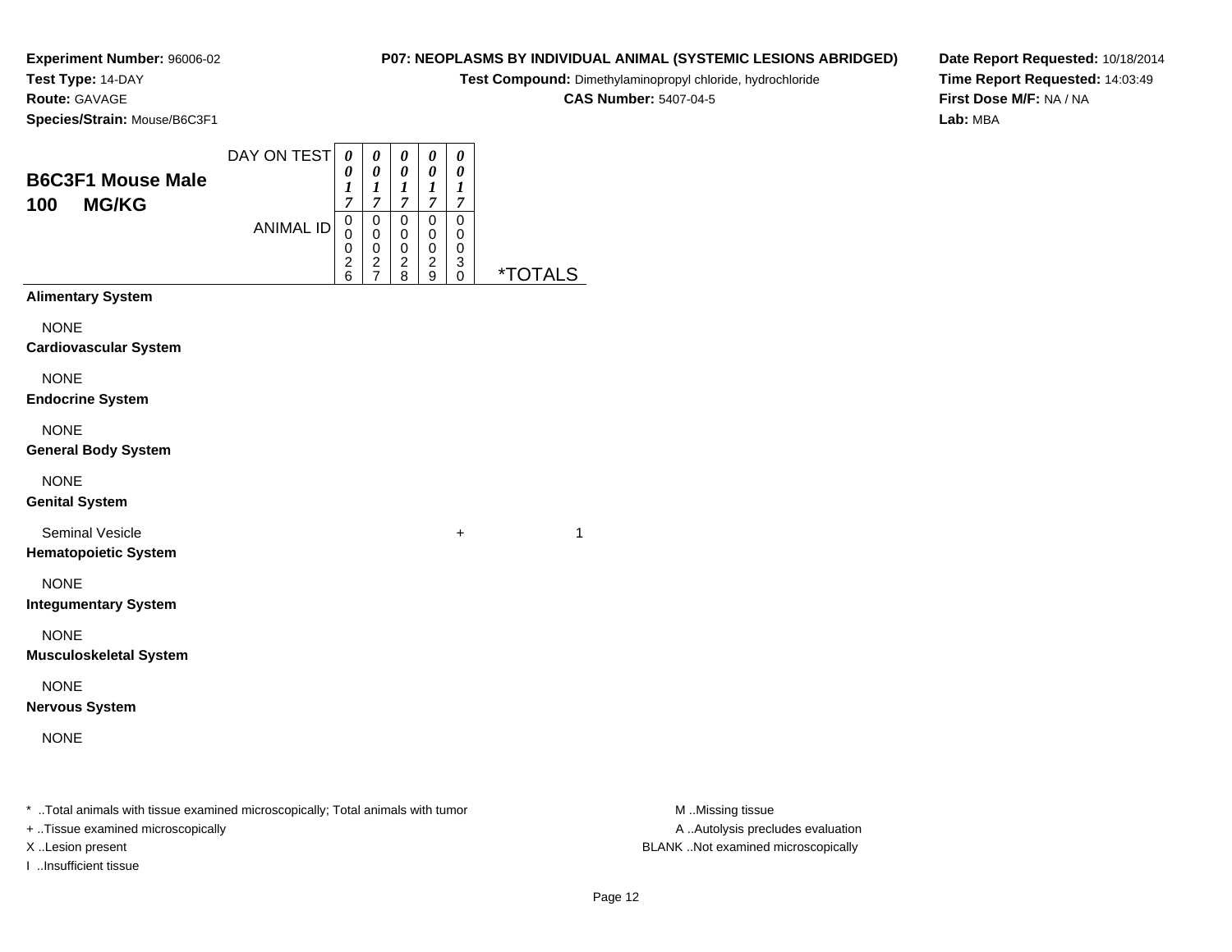**Experiment Number:** 96006-02
**Test Type:** 14-DAY
**Route:** GAVAGE
**Species/Strain:** Mouse/B6C3F1

**P07: NEOPLASMS BY INDIVIDUAL ANIMAL (SYSTEMIC LESIONS ABRIDGED)**
**Test Compound:** Dimethylaminopropyl chloride, hydrochloride
**CAS Number:** 5407-04-5

**Date Report Requested:** 10/18/2014
**Time Report Requested:** 14:03:49
**First Dose M/F:** NA / NA
**Lab:** MBA

## B6C3F1 Mouse Male
## 100 MG/KG

| DAY ON TEST | 0017 | 0017 | 0017 | 0017 | 0017 | |
|---|---|---|---|---|---|---|
| ANIMAL ID | 00026 | 00027 | 00028 | 00029 | 00030 | *TOTALS |
| **Alimentary System** | | | | | | |
| NONE | | | | | | |
| **Cardiovascular System** | | | | | | |
| NONE | | | | | | |
| **Endocrine System** | | | | | | |
| NONE | | | | | | |
| **General Body System** | | | | | | |
| NONE | | | | | | |
| **Genital System** | | | | | | |
| Seminal Vesicle | | | | | + | 1 |
| **Hematopoietic System** | | | | | | |
| NONE | | | | | | |
| **Integumentary System** | | | | | | |
| NONE | | | | | | |
| **Musculoskeletal System** | | | | | | |
| NONE | | | | | | |
| **Nervous System** | | | | | | |
| NONE | | | | | | |

* ..Total animals with tissue examined microscopically; Total animals with tumor
+ ..Tissue examined microscopically
X ..Lesion present
I ..Insufficient tissue

M ..Missing tissue
A ..Autolysis precludes evaluation
BLANK ..Not examined microscopically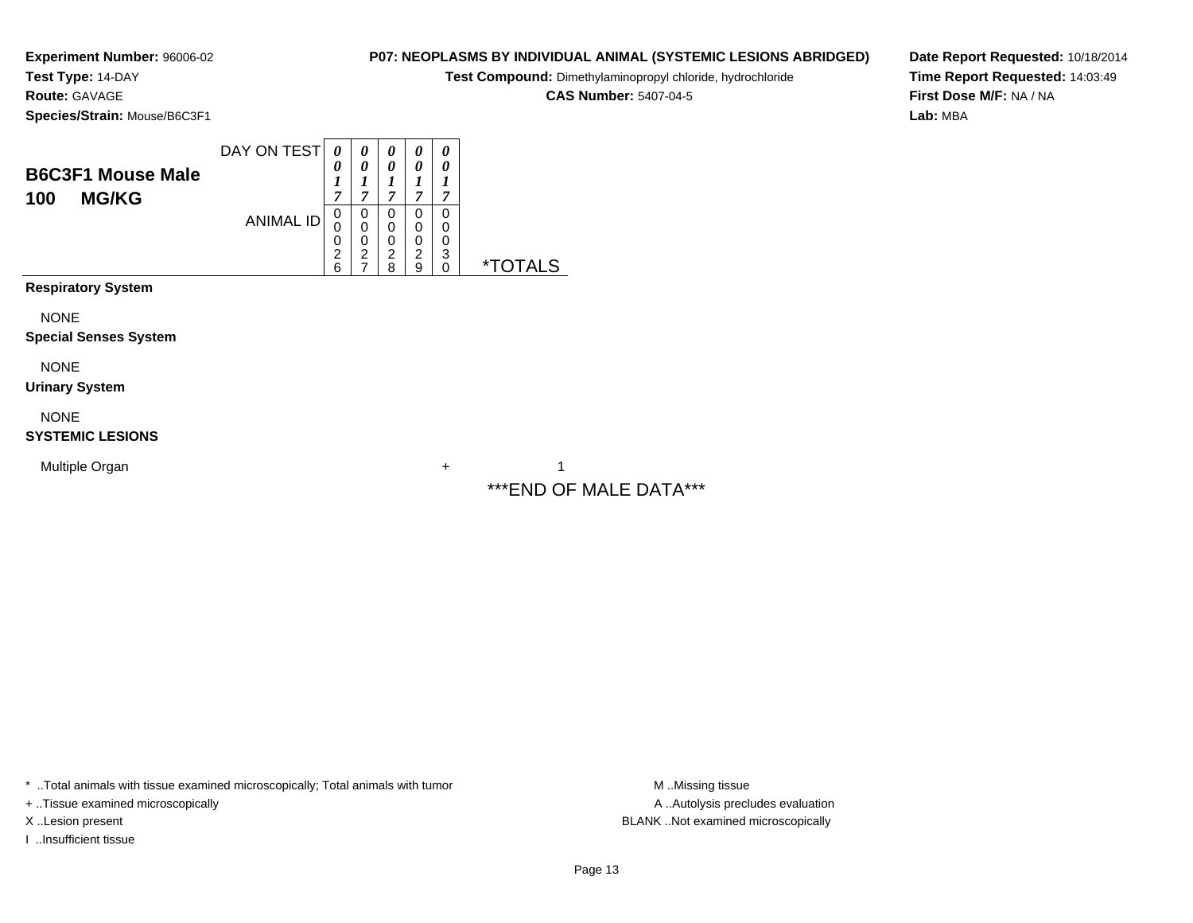**Experiment Number:** 96006-02
**Test Type:** 14-DAY
**Route:** GAVAGE
**Species/Strain:** Mouse/B6C3F1

**P07: NEOPLASMS BY INDIVIDUAL ANIMAL (SYSTEMIC LESIONS ABRIDGED)**
**Test Compound:** Dimethylaminopropyl chloride, hydrochloride
**CAS Number:** 5407-04-5

**Date Report Requested:** 10/18/2014
**Time Report Requested:** 14:03:49
**First Dose M/F:** NA / NA
**Lab:** MBA

## B6C3F1 Mouse Male 100 MG/KG

| DAY ON TEST | 0017 | 0017 | 0017 | 0017 | 0017 | |
|---|---|---|---|---|---|---|
| ANIMAL ID | 00026 | 00027 | 00028 | 00029 | 00030 | *TOTALS |
| **Respiratory System** | | | | | | |
| NONE | | | | | | |
| **Special Senses System** | | | | | | |
| NONE | | | | | | |
| **Urinary System** | | | | | | |
| NONE | | | | | | |
| **SYSTEMIC LESIONS** | | | | | | |
| Multiple Organ | | | | | + | 1 |

***END OF MALE DATA***

* ..Total animals with tissue examined microscopically; Total animals with tumor
+ ..Tissue examined microscopically
X ..Lesion present
I ..Insufficient tissue

M ..Missing tissue
A ..Autolysis precludes evaluation
BLANK ..Not examined microscopically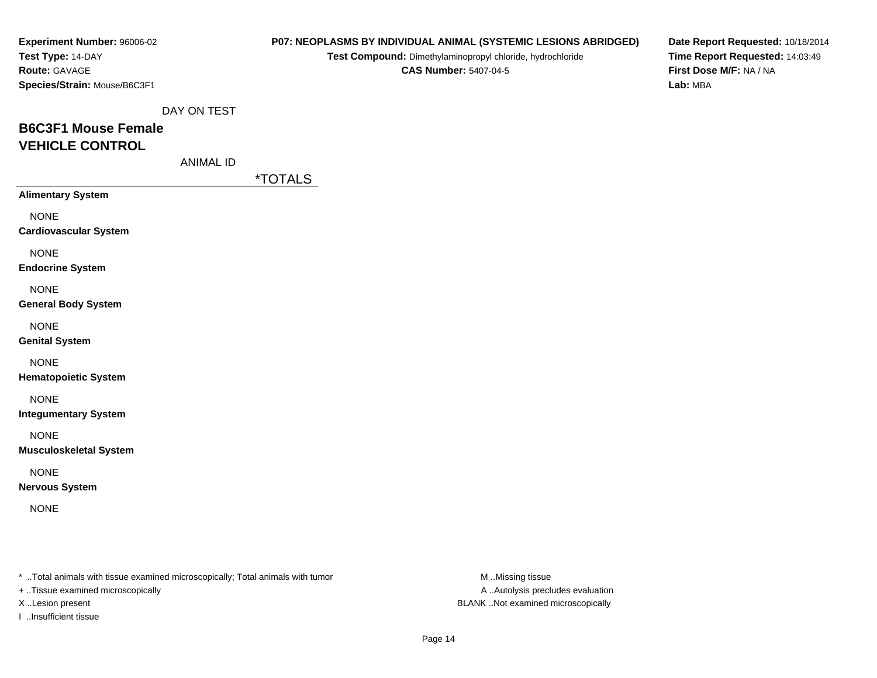**Experiment Number:** 96006-02
**Test Type:** 14-DAY
**Route:** GAVAGE
**Species/Strain:** Mouse/B6C3F1

**P07: NEOPLASMS BY INDIVIDUAL ANIMAL (SYSTEMIC LESIONS ABRIDGED)**
**Test Compound:** Dimethylaminopropyl chloride, hydrochloride
**CAS Number:** 5407-04-5

**Date Report Requested:** 10/18/2014
**Time Report Requested:** 14:03:49
**First Dose M/F:** NA / NA
**Lab:** MBA

DAY ON TEST

## B6C3F1 Mouse Female
## VEHICLE CONTROL

ANIMAL ID

| | *TOTALS |
|---|---|
| **Alimentary System** | |
| NONE | |
| **Cardiovascular System** | |
| NONE | |
| **Endocrine System** | |
| NONE | |
| **General Body System** | |
| NONE | |
| **Genital System** | |
| NONE | |
| **Hematopoietic System** | |
| NONE | |
| **Integumentary System** | |
| NONE | |
| **Musculoskeletal System** | |
| NONE | |
| **Nervous System** | |
| NONE | |

* ..Total animals with tissue examined microscopically; Total animals with tumor
+ ..Tissue examined microscopically
X ..Lesion present
I ..Insufficient tissue

M ..Missing tissue
A ..Autolysis precludes evaluation
BLANK ..Not examined microscopically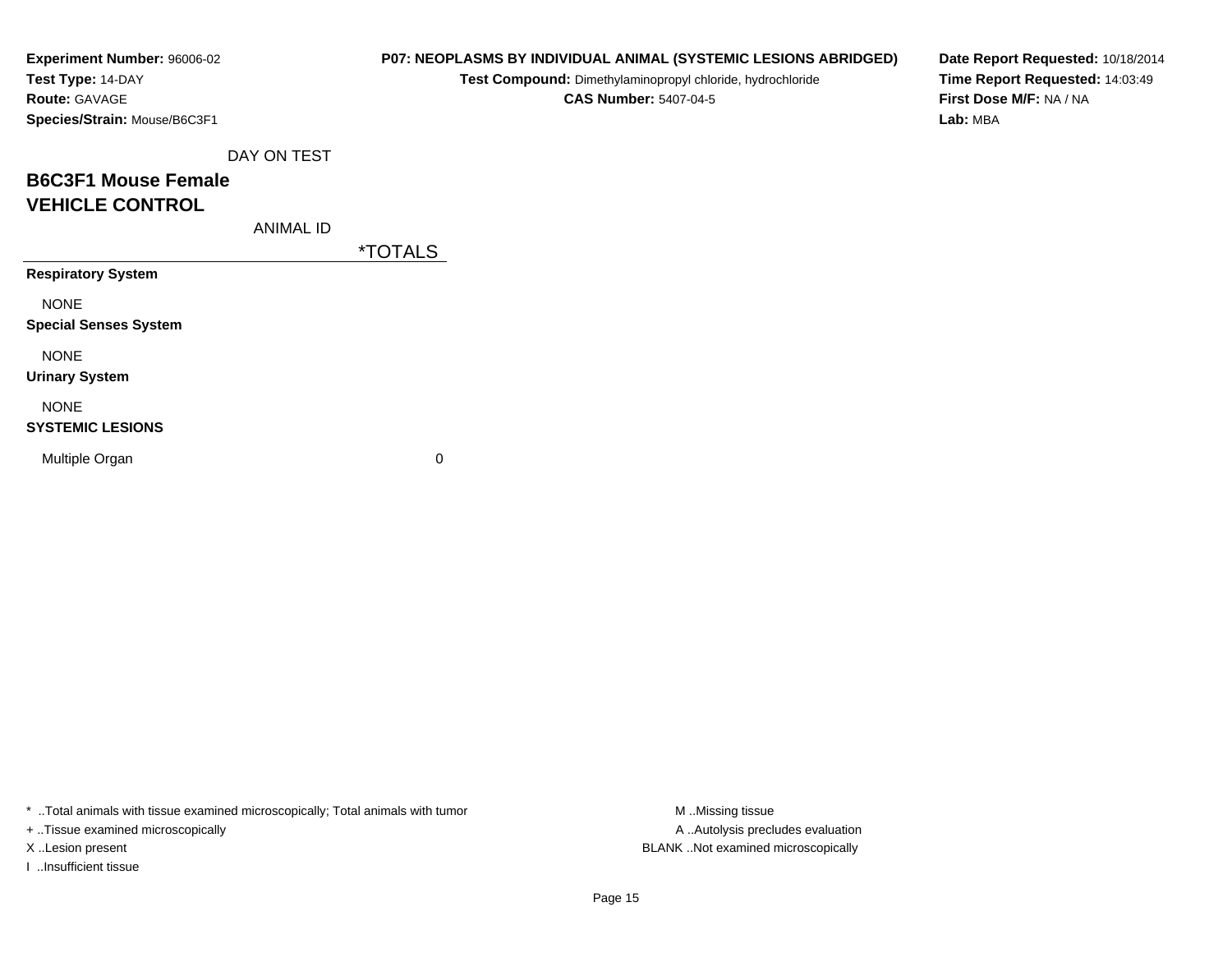**Experiment Number:** 96006-02
**Test Type:** 14-DAY
**Route:** GAVAGE
**Species/Strain:** Mouse/B6C3F1

**P07: NEOPLASMS BY INDIVIDUAL ANIMAL (SYSTEMIC LESIONS ABRIDGED)**
**Test Compound:** Dimethylaminopropyl chloride, hydrochloride
**CAS Number:** 5407-04-5

**Date Report Requested:** 10/18/2014
**Time Report Requested:** 14:03:49
**First Dose M/F:** NA / NA
**Lab:** MBA

DAY ON TEST

## B6C3F1 Mouse Female
## VEHICLE CONTROL

| ANIMAL ID | *TOTALS |
|---|---|
| **Respiratory System** | |
| NONE | |
| **Special Senses System** | |
| NONE | |
| **Urinary System** | |
| NONE | |
| **SYSTEMIC LESIONS** | |
| Multiple Organ | 0 |

* ..Total animals with tissue examined microscopically; Total animals with tumor
+ ..Tissue examined microscopically
X ..Lesion present
I ..Insufficient tissue

M ..Missing tissue
A ..Autolysis precludes evaluation
BLANK ..Not examined microscopically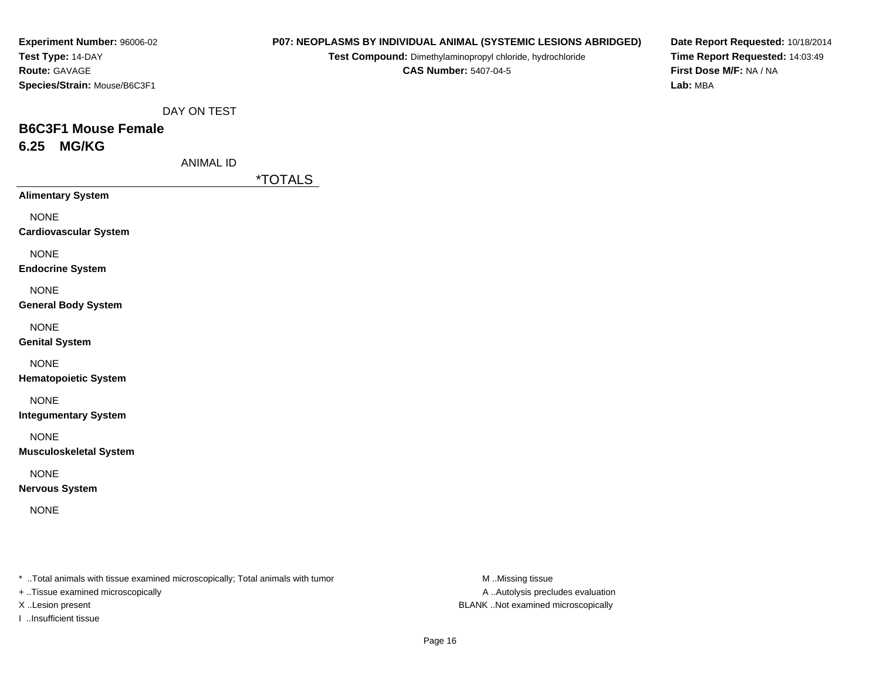**Experiment Number:** 96006-02
**Test Type:** 14-DAY
**Route:** GAVAGE
**Species/Strain:** Mouse/B6C3F1

**P07: NEOPLASMS BY INDIVIDUAL ANIMAL (SYSTEMIC LESIONS ABRIDGED)**
**Test Compound:** Dimethylaminopropyl chloride, hydrochloride
**CAS Number:** 5407-04-5

**Date Report Requested:** 10/18/2014
**Time Report Requested:** 14:03:49
**First Dose M/F:** NA / NA
**Lab:** MBA

DAY ON TEST

## B6C3F1 Mouse Female
## 6.25 MG/KG

ANIMAL ID

| | *TOTALS |
|---|---|
| **Alimentary System** | |
| NONE | |
| **Cardiovascular System** | |
| NONE | |
| **Endocrine System** | |
| NONE | |
| **General Body System** | |
| NONE | |
| **Genital System** | |
| NONE | |
| **Hematopoietic System** | |
| NONE | |
| **Integumentary System** | |
| NONE | |
| **Musculoskeletal System** | |
| NONE | |
| **Nervous System** | |
| NONE | |

* ..Total animals with tissue examined microscopically; Total animals with tumor
+ ..Tissue examined microscopically
X ..Lesion present
I ..Insufficient tissue

M ..Missing tissue
A ..Autolysis precludes evaluation
BLANK ..Not examined microscopically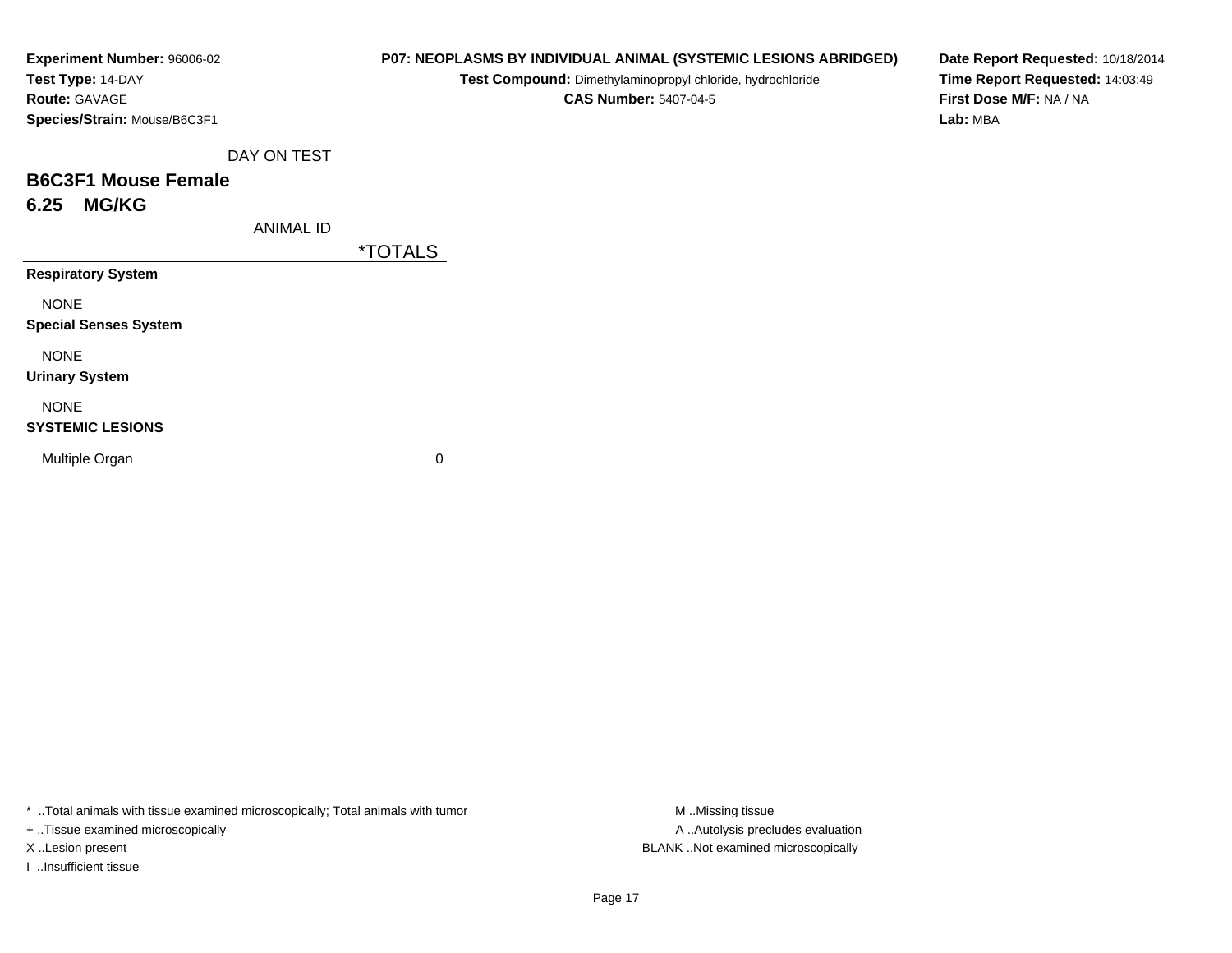**Experiment Number:** 96006-02
**Test Type:** 14-DAY
**Route:** GAVAGE
**Species/Strain:** Mouse/B6C3F1

**P07: NEOPLASMS BY INDIVIDUAL ANIMAL (SYSTEMIC LESIONS ABRIDGED)**
**Test Compound:** Dimethylaminopropyl chloride, hydrochloride
**CAS Number:** 5407-04-5

**Date Report Requested:** 10/18/2014
**Time Report Requested:** 14:03:49
**First Dose M/F:** NA / NA
**Lab:** MBA

DAY ON TEST

## B6C3F1 Mouse Female
## 6.25 MG/KG

| ANIMAL ID | *TOTALS |
|---|---|
| **Respiratory System** | |
| NONE | |
| **Special Senses System** | |
| NONE | |
| **Urinary System** | |
| NONE | |
| **SYSTEMIC LESIONS** | |
| Multiple Organ | 0 |

* ..Total animals with tissue examined microscopically; Total animals with tumor
+ ..Tissue examined microscopically
X ..Lesion present
I ..Insufficient tissue

M ..Missing tissue
A ..Autolysis precludes evaluation
BLANK ..Not examined microscopically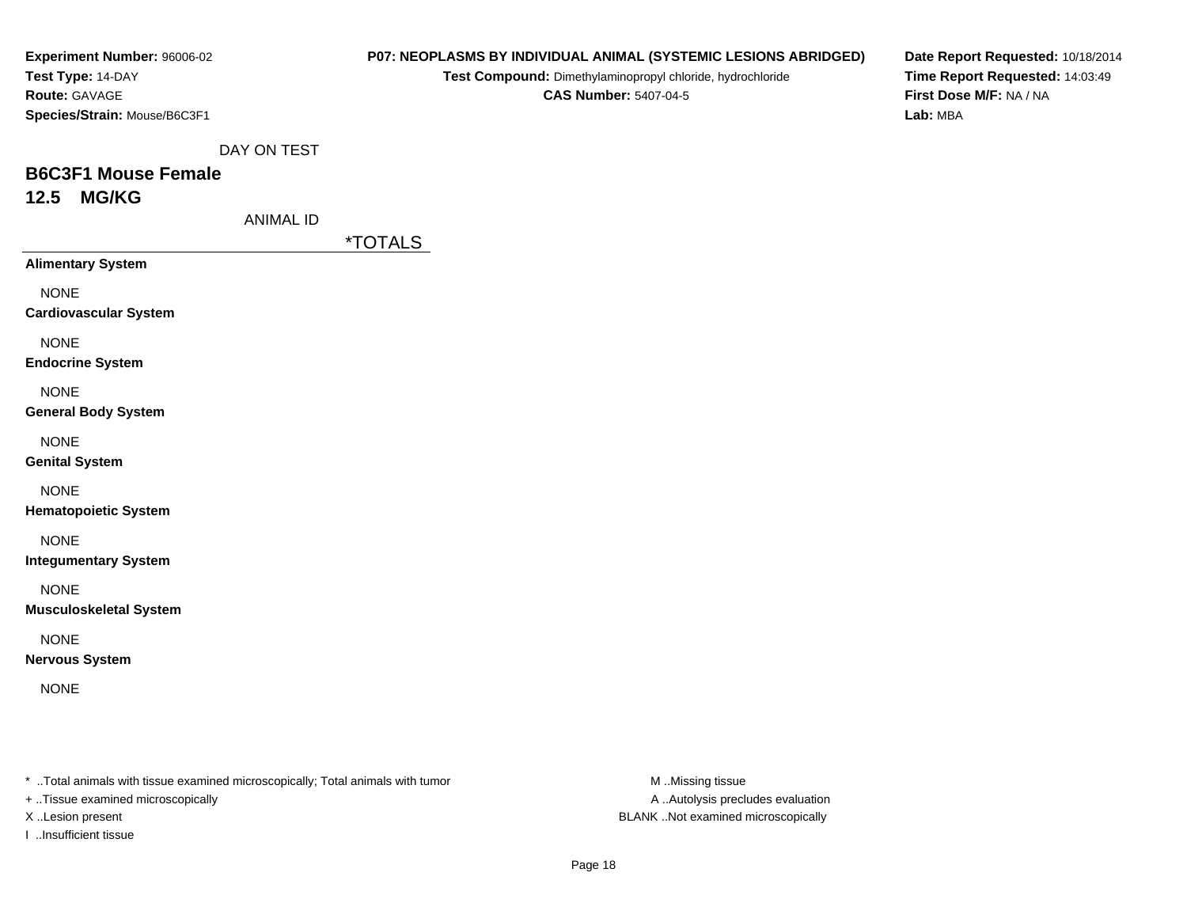**Experiment Number:** 96006-02
**Test Type:** 14-DAY
**Route:** GAVAGE
**Species/Strain:** Mouse/B6C3F1

**P07: NEOPLASMS BY INDIVIDUAL ANIMAL (SYSTEMIC LESIONS ABRIDGED)**
**Test Compound:** Dimethylaminopropyl chloride, hydrochloride
**CAS Number:** 5407-04-5

**Date Report Requested:** 10/18/2014
**Time Report Requested:** 14:03:49
**First Dose M/F:** NA / NA
**Lab:** MBA

DAY ON TEST

## B6C3F1 Mouse Female
## 12.5 MG/KG

ANIMAL ID

| | *TOTALS |
|---|---|
| **Alimentary System** | |
| NONE | |
| **Cardiovascular System** | |
| NONE | |
| **Endocrine System** | |
| NONE | |
| **General Body System** | |
| NONE | |
| **Genital System** | |
| NONE | |
| **Hematopoietic System** | |
| NONE | |
| **Integumentary System** | |
| NONE | |
| **Musculoskeletal System** | |
| NONE | |
| **Nervous System** | |
| NONE | |

* ..Total animals with tissue examined microscopically; Total animals with tumor
+ ..Tissue examined microscopically
X ..Lesion present
I ..Insufficient tissue

M ..Missing tissue
A ..Autolysis precludes evaluation
BLANK ..Not examined microscopically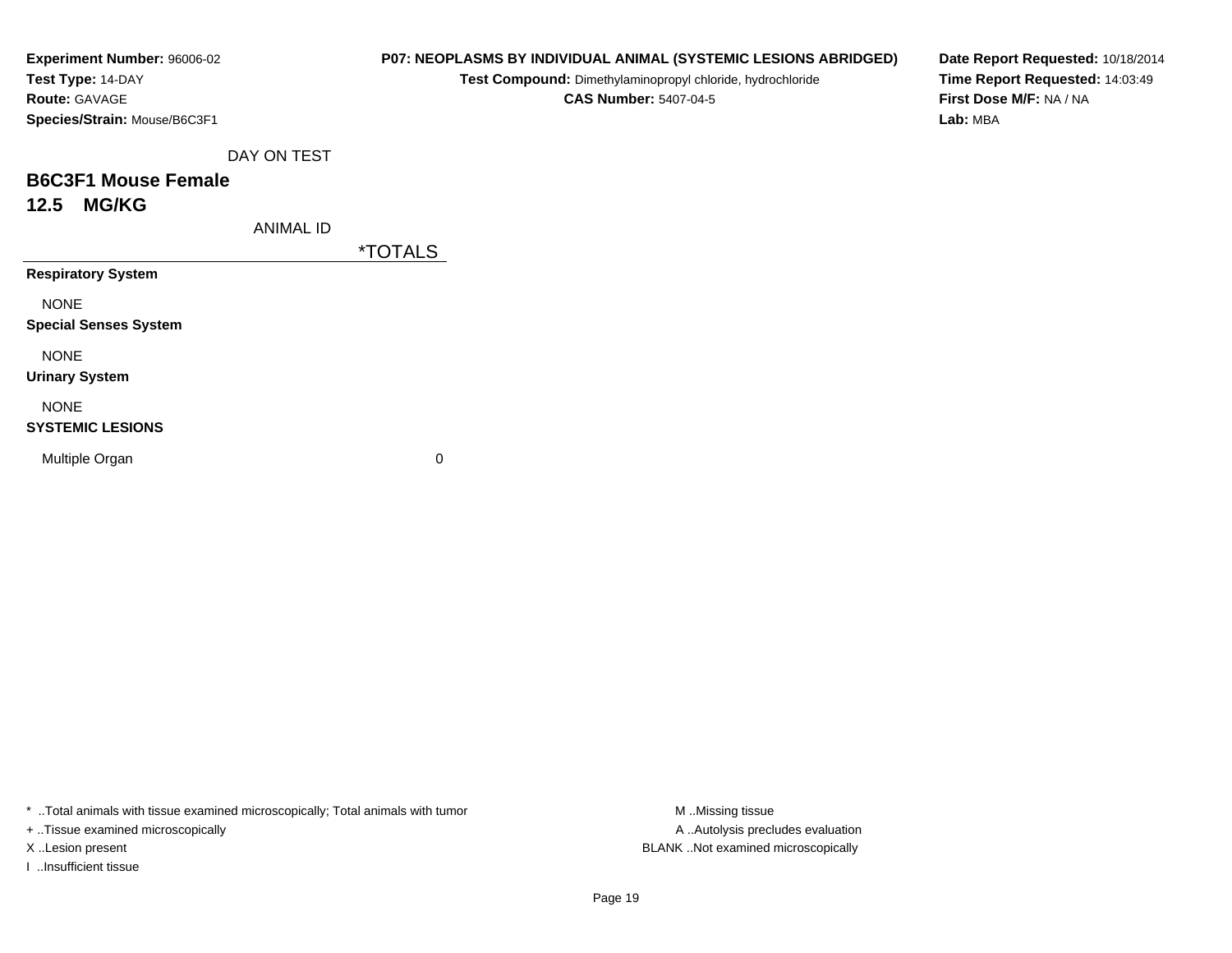**Experiment Number:** 96006-02
**Test Type:** 14-DAY
**Route:** GAVAGE
**Species/Strain:** Mouse/B6C3F1

**P07: NEOPLASMS BY INDIVIDUAL ANIMAL (SYSTEMIC LESIONS ABRIDGED)**
**Test Compound:** Dimethylaminopropyl chloride, hydrochloride
**CAS Number:** 5407-04-5

**Date Report Requested:** 10/18/2014
**Time Report Requested:** 14:03:49
**First Dose M/F:** NA / NA
**Lab:** MBA

DAY ON TEST

## B6C3F1 Mouse Female
## 12.5 MG/KG

| ANIMAL ID | *TOTALS |
|---|---|
| **Respiratory System** | |
| NONE | |
| **Special Senses System** | |
| NONE | |
| **Urinary System** | |
| NONE | |
| **SYSTEMIC LESIONS** | |
| Multiple Organ | 0 |

* ..Total animals with tissue examined microscopically; Total animals with tumor
+ ..Tissue examined microscopically
X ..Lesion present
I ..Insufficient tissue

M ..Missing tissue
A ..Autolysis precludes evaluation
BLANK ..Not examined microscopically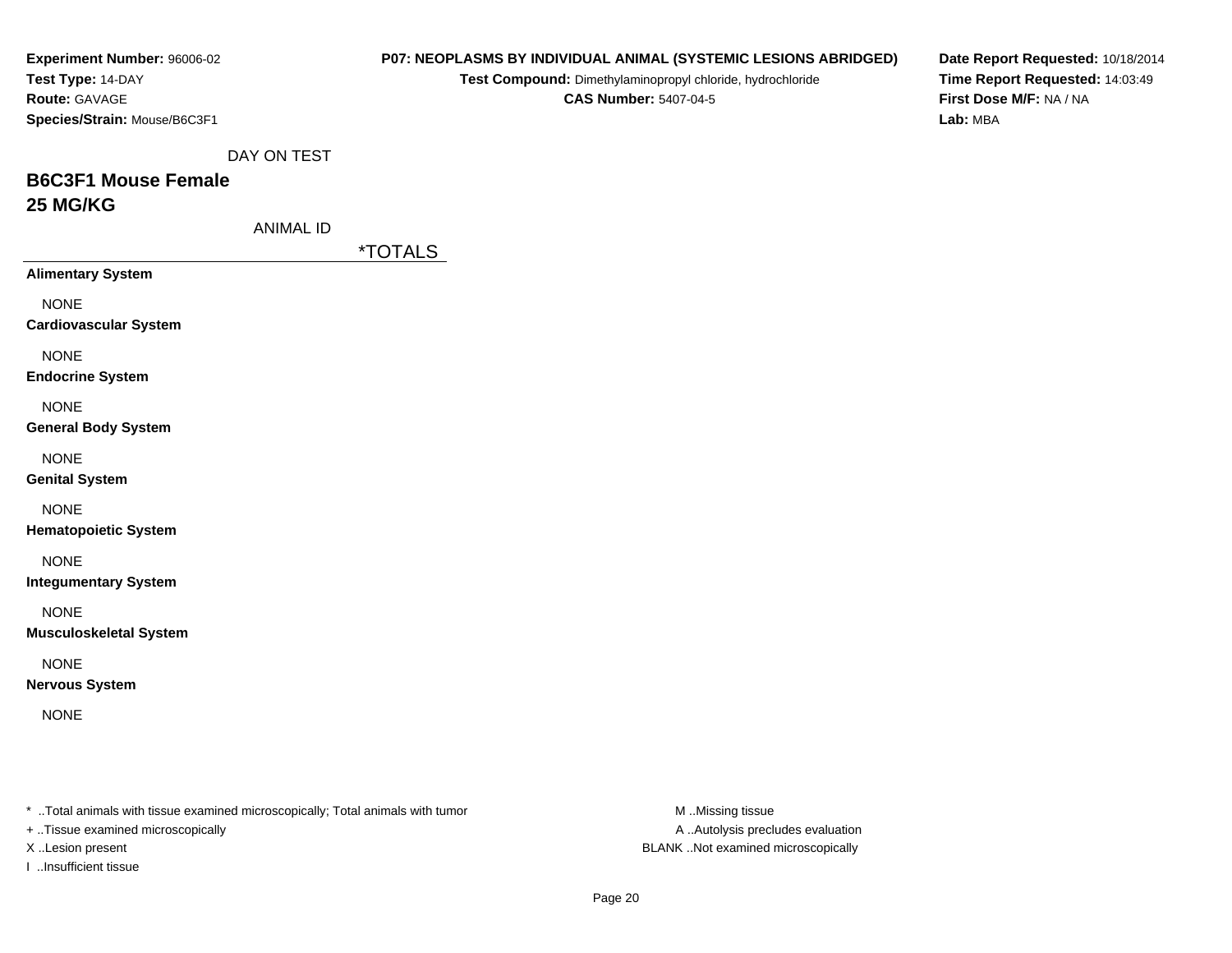**Experiment Number:** 96006-02
**Test Type:** 14-DAY
**Route:** GAVAGE
**Species/Strain:** Mouse/B6C3F1

**P07: NEOPLASMS BY INDIVIDUAL ANIMAL (SYSTEMIC LESIONS ABRIDGED)**
**Test Compound:** Dimethylaminopropyl chloride, hydrochloride
**CAS Number:** 5407-04-5

**Date Report Requested:** 10/18/2014
**Time Report Requested:** 14:03:49
**First Dose M/F:** NA / NA
**Lab:** MBA

DAY ON TEST

## B6C3F1 Mouse Female
## 25 MG/KG

ANIMAL ID

| | *TOTALS |
|---|---|
| **Alimentary System** | |
| NONE | |
| **Cardiovascular System** | |
| NONE | |
| **Endocrine System** | |
| NONE | |
| **General Body System** | |
| NONE | |
| **Genital System** | |
| NONE | |
| **Hematopoietic System** | |
| NONE | |
| **Integumentary System** | |
| NONE | |
| **Musculoskeletal System** | |
| NONE | |
| **Nervous System** | |
| NONE | |

* ..Total animals with tissue examined microscopically; Total animals with tumor
+ ..Tissue examined microscopically
X ..Lesion present
I ..Insufficient tissue

M ..Missing tissue
A ..Autolysis precludes evaluation
BLANK ..Not examined microscopically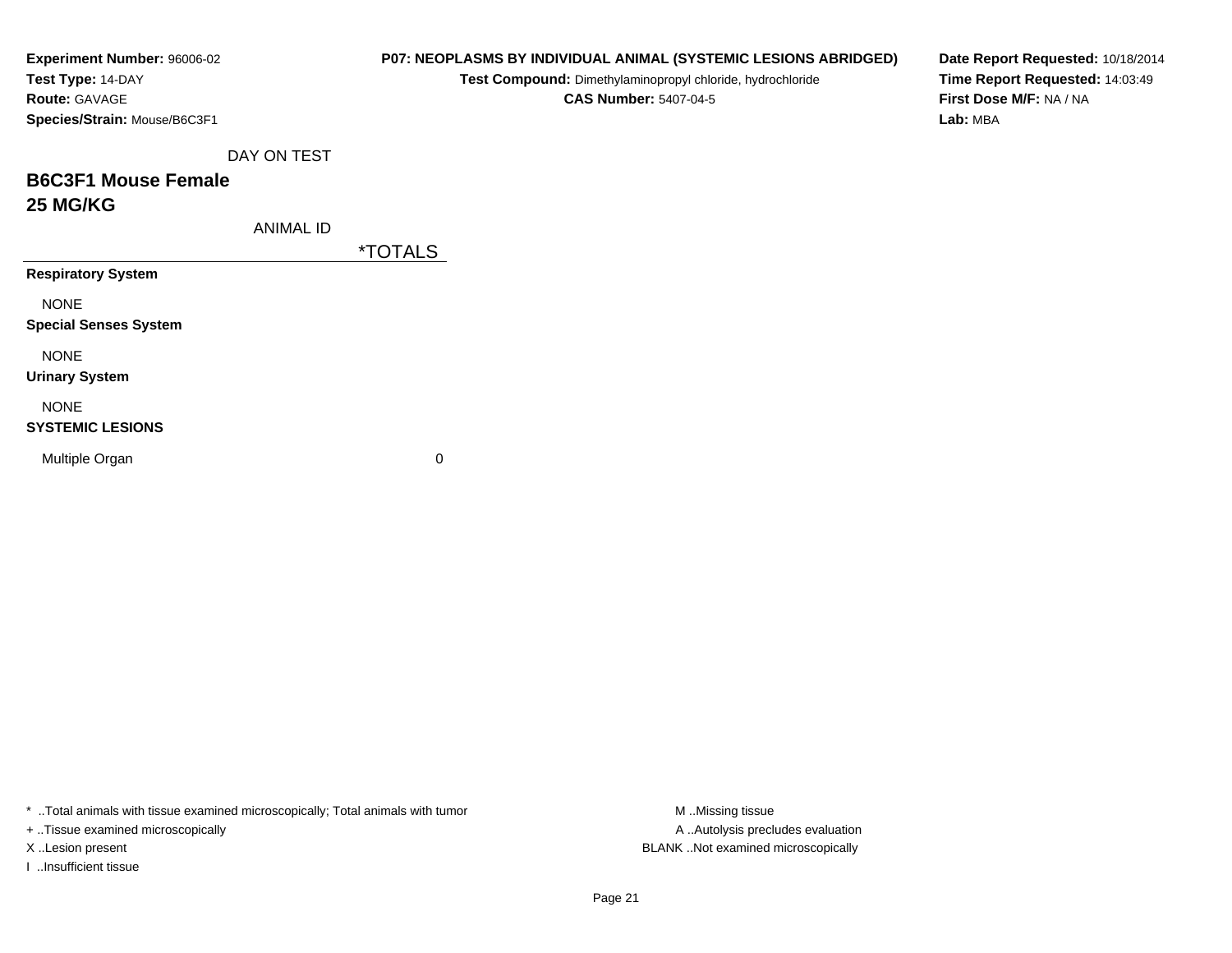**Experiment Number:** 96006-02
**Test Type:** 14-DAY
**Route:** GAVAGE
**Species/Strain:** Mouse/B6C3F1

**P07: NEOPLASMS BY INDIVIDUAL ANIMAL (SYSTEMIC LESIONS ABRIDGED)**
**Test Compound:** Dimethylaminopropyl chloride, hydrochloride
**CAS Number:** 5407-04-5

**Date Report Requested:** 10/18/2014
**Time Report Requested:** 14:03:49
**First Dose M/F:** NA / NA
**Lab:** MBA

DAY ON TEST

## B6C3F1 Mouse Female
## 25 MG/KG

| ANIMAL ID | *TOTALS |
|---|---|
| **Respiratory System** | |
| NONE | |
| **Special Senses System** | |
| NONE | |
| **Urinary System** | |
| NONE | |
| **SYSTEMIC LESIONS** | |
| Multiple Organ | 0 |

* ..Total animals with tissue examined microscopically; Total animals with tumor
+ ..Tissue examined microscopically
X ..Lesion present
I ..Insufficient tissue

M ..Missing tissue
A ..Autolysis precludes evaluation
BLANK ..Not examined microscopically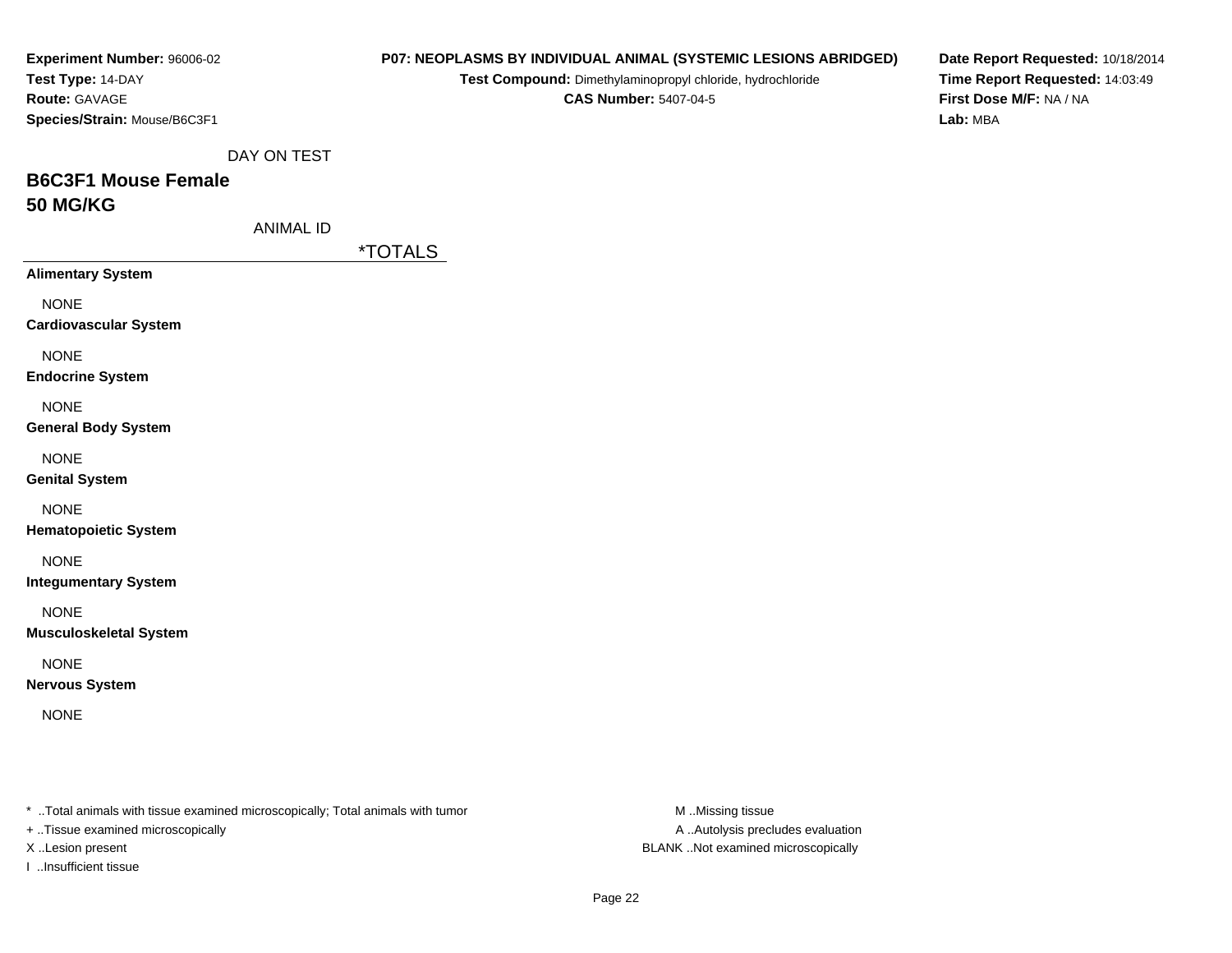**Experiment Number:** 96006-02
**Test Type:** 14-DAY
**Route:** GAVAGE
**Species/Strain:** Mouse/B6C3F1

**P07: NEOPLASMS BY INDIVIDUAL ANIMAL (SYSTEMIC LESIONS ABRIDGED)**
**Test Compound:** Dimethylaminopropyl chloride, hydrochloride
**CAS Number:** 5407-04-5

**Date Report Requested:** 10/18/2014
**Time Report Requested:** 14:03:49
**First Dose M/F:** NA / NA
**Lab:** MBA

DAY ON TEST

## B6C3F1 Mouse Female
## 50 MG/KG

ANIMAL ID

| | *TOTALS |
|---|---|
| **Alimentary System** | |
| NONE | |
| **Cardiovascular System** | |
| NONE | |
| **Endocrine System** | |
| NONE | |
| **General Body System** | |
| NONE | |
| **Genital System** | |
| NONE | |
| **Hematopoietic System** | |
| NONE | |
| **Integumentary System** | |
| NONE | |
| **Musculoskeletal System** | |
| NONE | |
| **Nervous System** | |
| NONE | |

* ..Total animals with tissue examined microscopically; Total animals with tumor
+ ..Tissue examined microscopically
X ..Lesion present
I ..Insufficient tissue

M ..Missing tissue
A ..Autolysis precludes evaluation
BLANK ..Not examined microscopically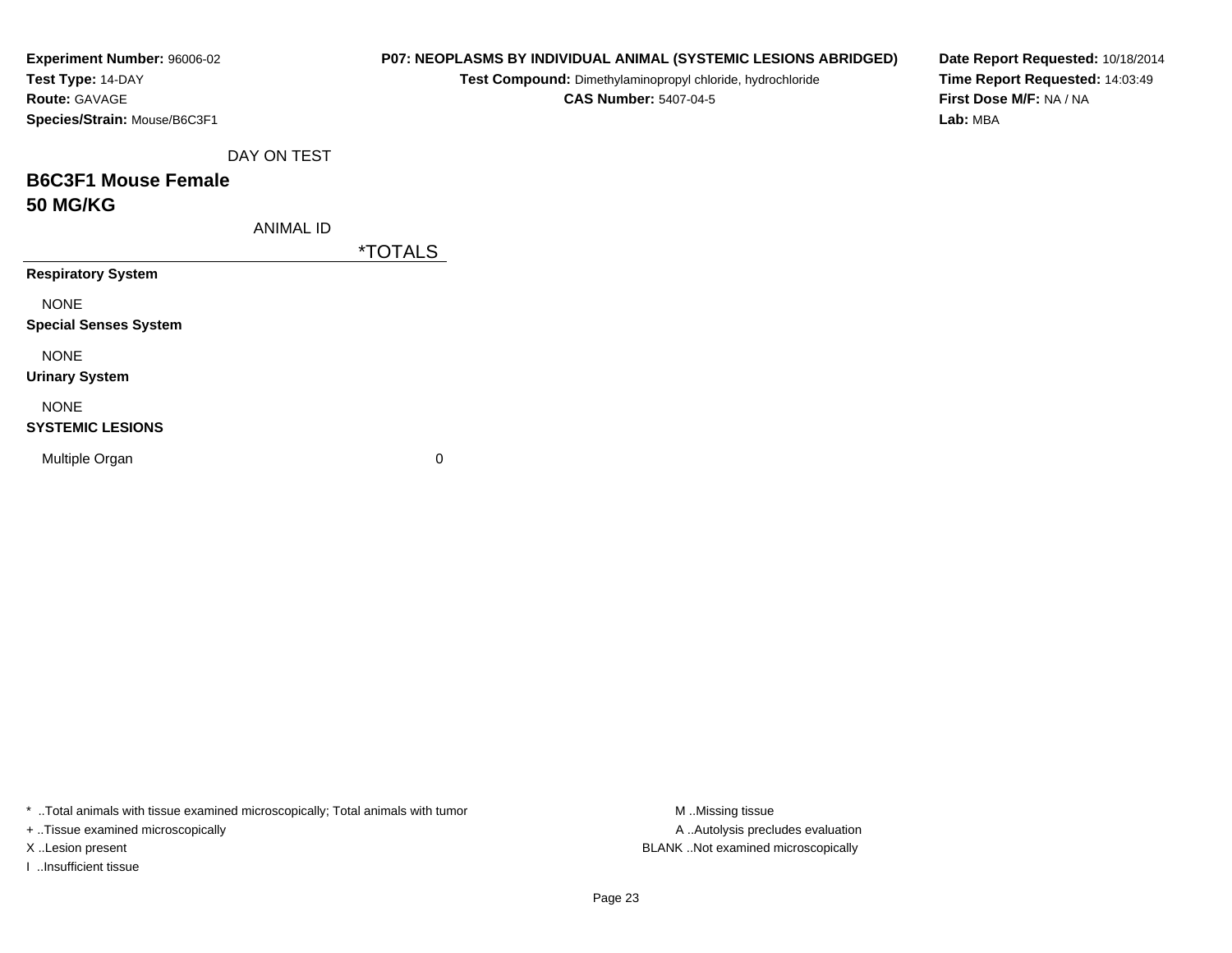**Experiment Number:** 96006-02
**Test Type:** 14-DAY
**Route:** GAVAGE
**Species/Strain:** Mouse/B6C3F1

**P07: NEOPLASMS BY INDIVIDUAL ANIMAL (SYSTEMIC LESIONS ABRIDGED)**
**Test Compound:** Dimethylaminopropyl chloride, hydrochloride
**CAS Number:** 5407-04-5

**Date Report Requested:** 10/18/2014
**Time Report Requested:** 14:03:49
**First Dose M/F:** NA / NA
**Lab:** MBA

DAY ON TEST

## B6C3F1 Mouse Female
## 50 MG/KG

| ANIMAL ID | *TOTALS |
|---|---|
| **Respiratory System** | |
| NONE | |
| **Special Senses System** | |
| NONE | |
| **Urinary System** | |
| NONE | |
| **SYSTEMIC LESIONS** | |
| Multiple Organ | 0 |

* ..Total animals with tissue examined microscopically; Total animals with tumor
+ ..Tissue examined microscopically
X ..Lesion present
I ..Insufficient tissue

M ..Missing tissue
A ..Autolysis precludes evaluation
BLANK ..Not examined microscopically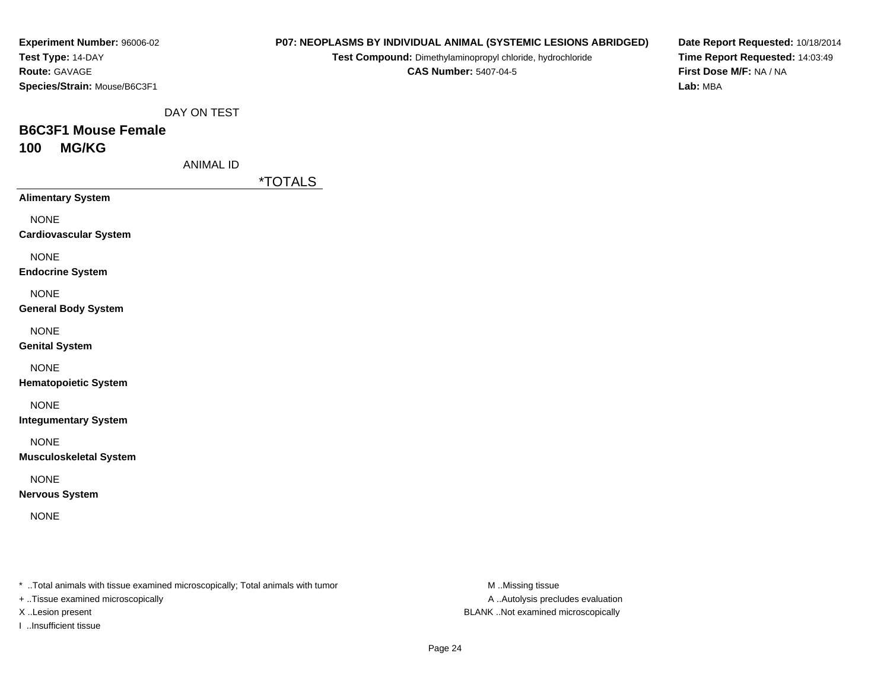**Experiment Number:** 96006-02
**Test Type:** 14-DAY
**Route:** GAVAGE
**Species/Strain:** Mouse/B6C3F1

**P07: NEOPLASMS BY INDIVIDUAL ANIMAL (SYSTEMIC LESIONS ABRIDGED)**
**Test Compound:** Dimethylaminopropyl chloride, hydrochloride
**CAS Number:** 5407-04-5

**Date Report Requested:** 10/18/2014
**Time Report Requested:** 14:03:49
**First Dose M/F:** NA / NA
**Lab:** MBA

DAY ON TEST

## B6C3F1 Mouse Female
## 100 MG/KG

ANIMAL ID

| | *TOTALS |
|---|---|
| **Alimentary System** | |
| NONE | |
| **Cardiovascular System** | |
| NONE | |
| **Endocrine System** | |
| NONE | |
| **General Body System** | |
| NONE | |
| **Genital System** | |
| NONE | |
| **Hematopoietic System** | |
| NONE | |
| **Integumentary System** | |
| NONE | |
| **Musculoskeletal System** | |
| NONE | |
| **Nervous System** | |
| NONE | |

* ..Total animals with tissue examined microscopically; Total animals with tumor
+ ..Tissue examined microscopically
X ..Lesion present
I ..Insufficient tissue

M ..Missing tissue
A ..Autolysis precludes evaluation
BLANK ..Not examined microscopically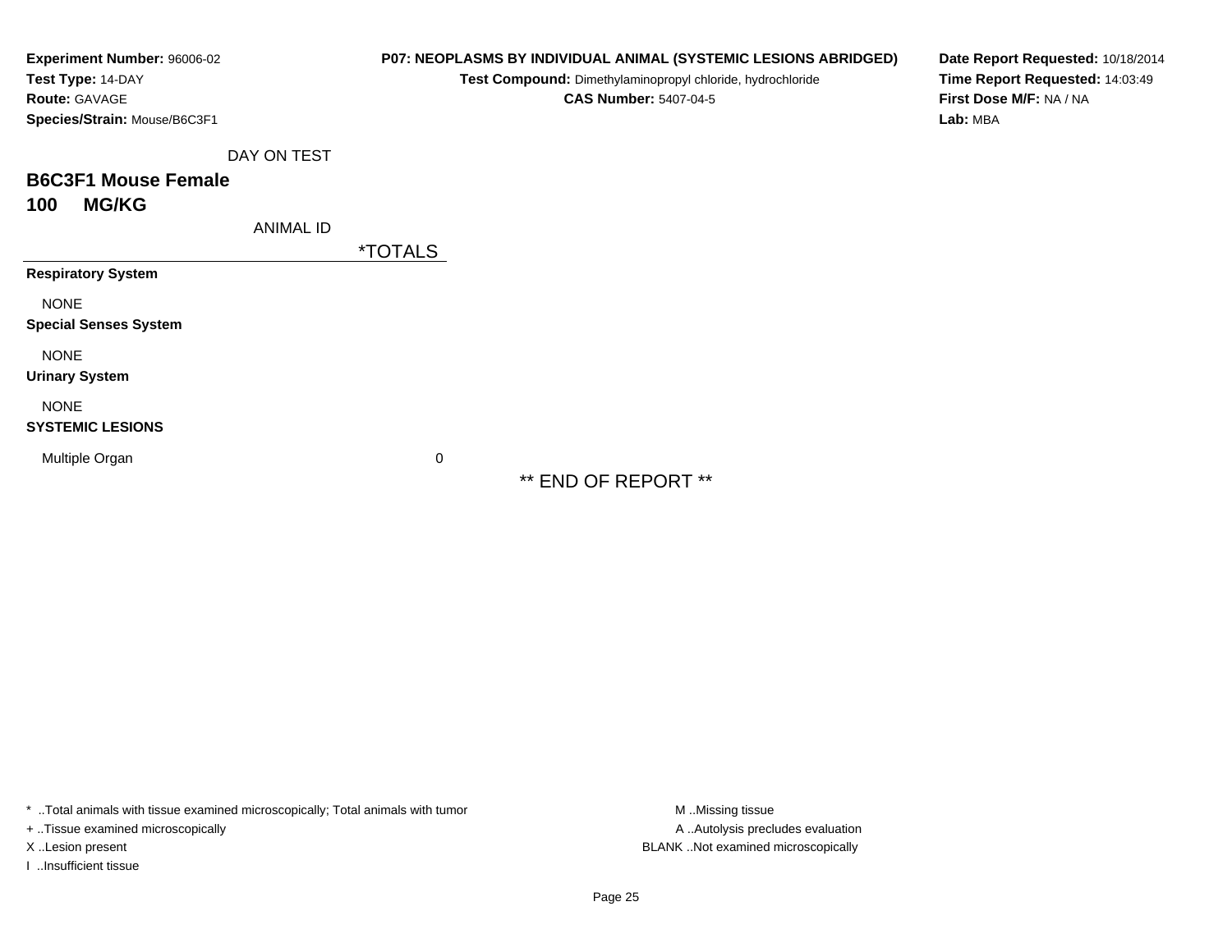**Experiment Number:** 96006-02
**Test Type:** 14-DAY
**Route:** GAVAGE
**Species/Strain:** Mouse/B6C3F1

**P07: NEOPLASMS BY INDIVIDUAL ANIMAL (SYSTEMIC LESIONS ABRIDGED)**
**Test Compound:** Dimethylaminopropyl chloride, hydrochloride
**CAS Number:** 5407-04-5

**Date Report Requested:** 10/18/2014
**Time Report Requested:** 14:03:49
**First Dose M/F:** NA / NA
**Lab:** MBA

DAY ON TEST

## B6C3F1 Mouse Female
## 100 MG/KG

| ANIMAL ID | *TOTALS |
|---|---|
| **Respiratory System** | |
| NONE | |
| **Special Senses System** | |
| NONE | |
| **Urinary System** | |
| NONE | |
| **SYSTEMIC LESIONS** | |
| Multiple Organ | 0 |

** END OF REPORT **

* ..Total animals with tissue examined microscopically; Total animals with tumor
+ ..Tissue examined microscopically
X ..Lesion present
I ..Insufficient tissue

M ..Missing tissue
A ..Autolysis precludes evaluation
BLANK ..Not examined microscopically